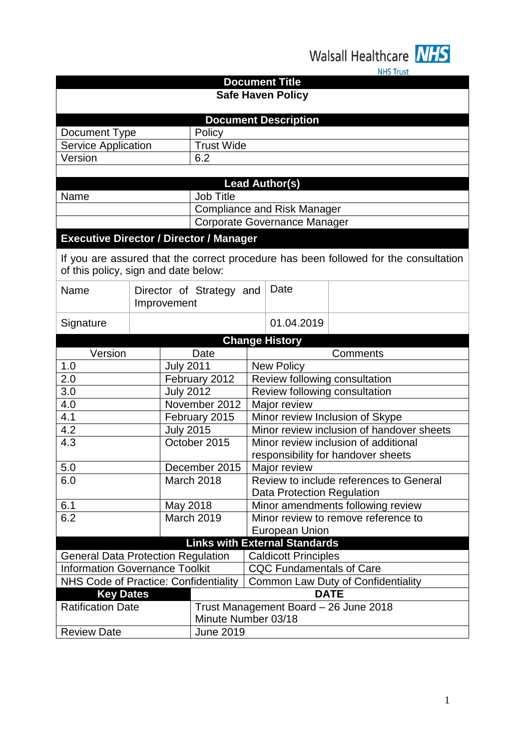Walsall Healthcare NHS Trust

| Document Title | |
|---|---|
| **Safe Haven Policy** | |

| Document Description | |
|---|---|
| Document Type | Policy |
| Service Application | Trust Wide |
| Version | 6.2 |

| Lead Author(s) | |
|---|---|
| Name | Job Title |
| | Compliance and Risk Manager |
| | Corporate Governance Manager |

**Executive Director / Director / Manager**

If you are assured that the correct procedure has been followed for the consultation of this policy, sign and date below:

| Name | Director of Strategy and Improvement | Date | |
|---|---|---|---|
| Signature | | 01.04.2019 | |

**Change History**

| Version | Date | Comments |
|---|---|---|
| 1.0 | July 2011 | New Policy |
| 2.0 | February 2012 | Review following consultation |
| 3.0 | July 2012 | Review following consultation |
| 4.0 | November 2012 | Major review |
| 4.1 | February 2015 | Minor review Inclusion of Skype |
| 4.2 | July 2015 | Minor review inclusion of handover sheets |
| 4.3 | October 2015 | Minor review inclusion of additional responsibility for handover sheets |
| 5.0 | December 2015 | Major review |
| 6.0 | March 2018 | Review to include references to General Data Protection Regulation |
| 6.1 | May 2018 | Minor amendments following review |
| 6.2 | March 2019 | Minor review to remove reference to European Union |

**Links with External Standards**

| | |
|---|---|
| General Data Protection Regulation | Caldicott Principles |
| Information Governance Toolkit | CQC Fundamentals of Care |
| NHS Code of Practice: Confidentiality | Common Law Duty of Confidentiality |

| Key Dates | DATE |
|---|---|
| Ratification Date | Trust Management Board – 26 June 2018 Minute Number 03/18 |
| Review Date | June 2019 |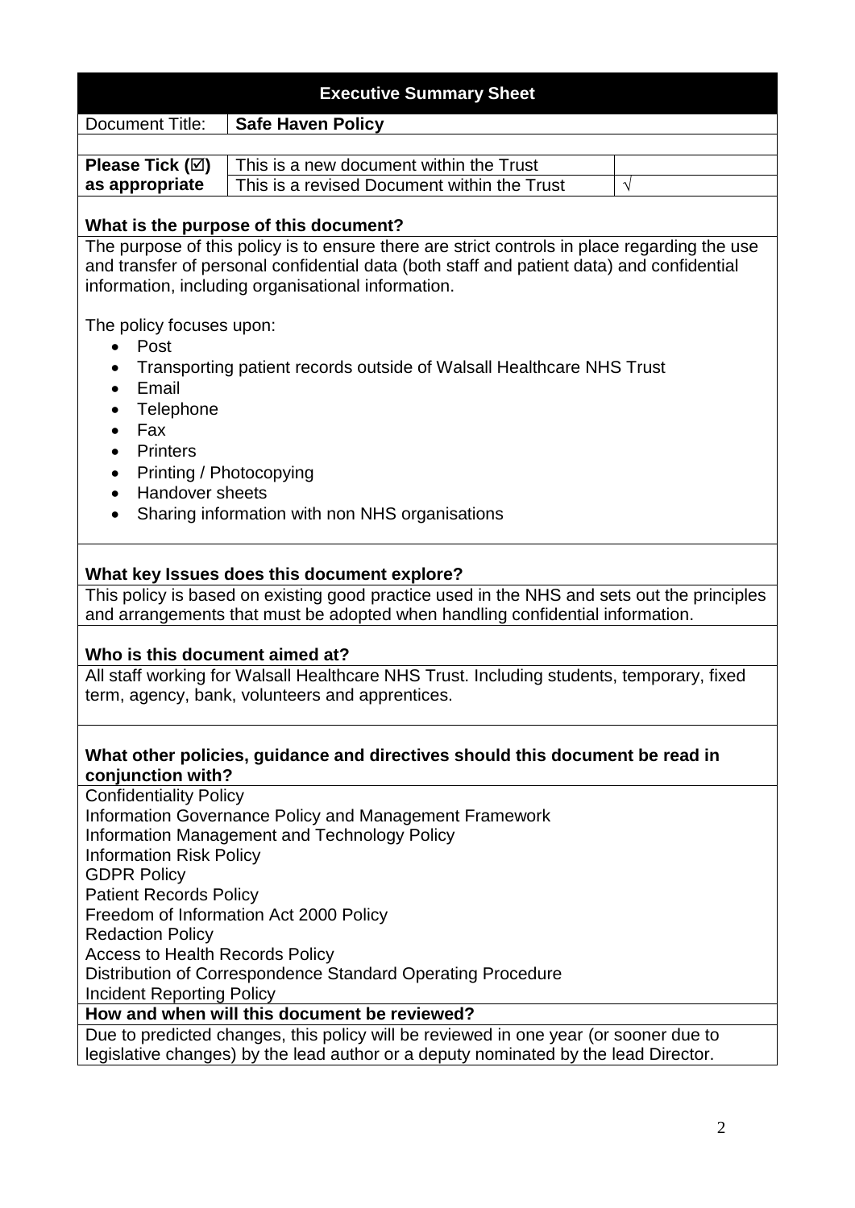## Executive Summary Sheet

| Document Title: | **Safe Haven Policy** | |
|---|---|---|
| **Please Tick (☑) as appropriate** | This is a new document within the Trust | |
| | This is a revised Document within the Trust | √ |

**What is the purpose of this document?**

The purpose of this policy is to ensure there are strict controls in place regarding the use and transfer of personal confidential data (both staff and patient data) and confidential information, including organisational information.

The policy focuses upon:

- Post
- Transporting patient records outside of Walsall Healthcare NHS Trust
- Email
- Telephone
- Fax
- Printers
- Printing / Photocopying
- Handover sheets
- Sharing information with non NHS organisations

**What key Issues does this document explore?**

This policy is based on existing good practice used in the NHS and sets out the principles and arrangements that must be adopted when handling confidential information.

**Who is this document aimed at?**

All staff working for Walsall Healthcare NHS Trust. Including students, temporary, fixed term, agency, bank, volunteers and apprentices.

**What other policies, guidance and directives should this document be read in conjunction with?**

Confidentiality Policy
Information Governance Policy and Management Framework
Information Management and Technology Policy
Information Risk Policy
GDPR Policy
Patient Records Policy
Freedom of Information Act 2000 Policy
Redaction Policy
Access to Health Records Policy
Distribution of Correspondence Standard Operating Procedure
Incident Reporting Policy

**How and when will this document be reviewed?**

Due to predicted changes, this policy will be reviewed in one year (or sooner due to legislative changes) by the lead author or a deputy nominated by the lead Director.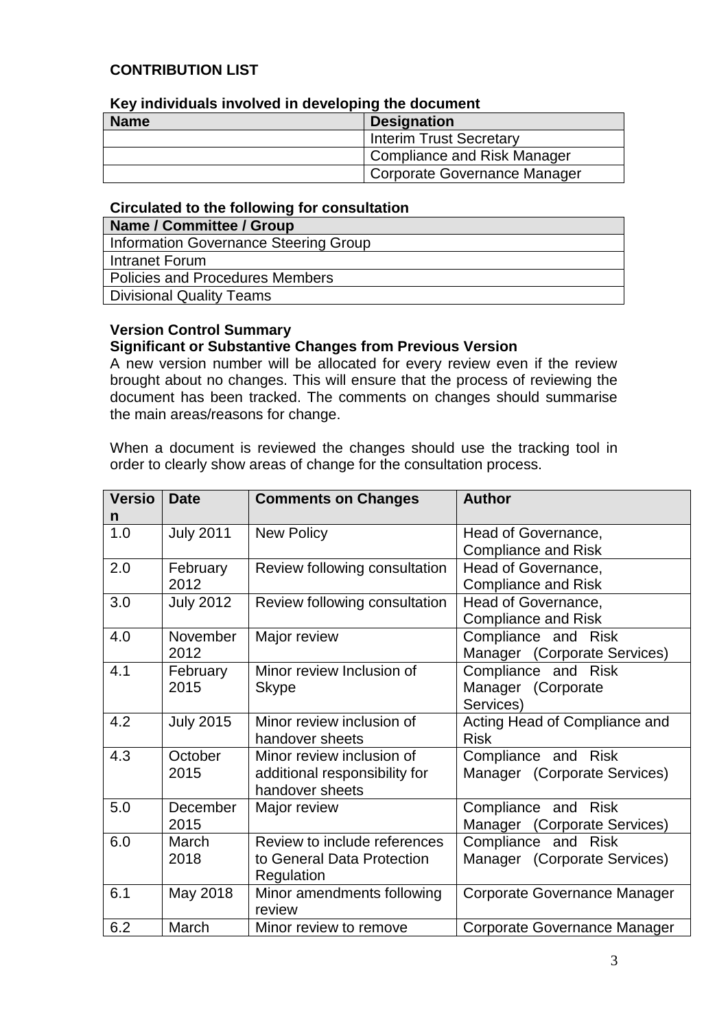## CONTRIBUTION LIST

### Key individuals involved in developing the document

| Name | Designation |
|---|---|
| | Interim Trust Secretary |
| | Compliance and Risk Manager |
| | Corporate Governance Manager |

### Circulated to the following for consultation

| Name / Committee / Group |
|---|
| Information Governance Steering Group |
| Intranet Forum |
| Policies and Procedures Members |
| Divisional Quality Teams |

### Version Control Summary

**Significant or Substantive Changes from Previous Version**

A new version number will be allocated for every review even if the review brought about no changes. This will ensure that the process of reviewing the document has been tracked. The comments on changes should summarise the main areas/reasons for change.

When a document is reviewed the changes should use the tracking tool in order to clearly show areas of change for the consultation process.

| Version | Date | Comments on Changes | Author |
|---|---|---|---|
| 1.0 | July 2011 | New Policy | Head of Governance, Compliance and Risk |
| 2.0 | February 2012 | Review following consultation | Head of Governance, Compliance and Risk |
| 3.0 | July 2012 | Review following consultation | Head of Governance, Compliance and Risk |
| 4.0 | November 2012 | Major review | Compliance and Risk Manager (Corporate Services) |
| 4.1 | February 2015 | Minor review Inclusion of Skype | Compliance and Risk Manager (Corporate Services) |
| 4.2 | July 2015 | Minor review inclusion of handover sheets | Acting Head of Compliance and Risk |
| 4.3 | October 2015 | Minor review inclusion of additional responsibility for handover sheets | Compliance and Risk Manager (Corporate Services) |
| 5.0 | December 2015 | Major review | Compliance and Risk Manager (Corporate Services) |
| 6.0 | March 2018 | Review to include references to General Data Protection Regulation | Compliance and Risk Manager (Corporate Services) |
| 6.1 | May 2018 | Minor amendments following review | Corporate Governance Manager |
| 6.2 | March | Minor review to remove | Corporate Governance Manager |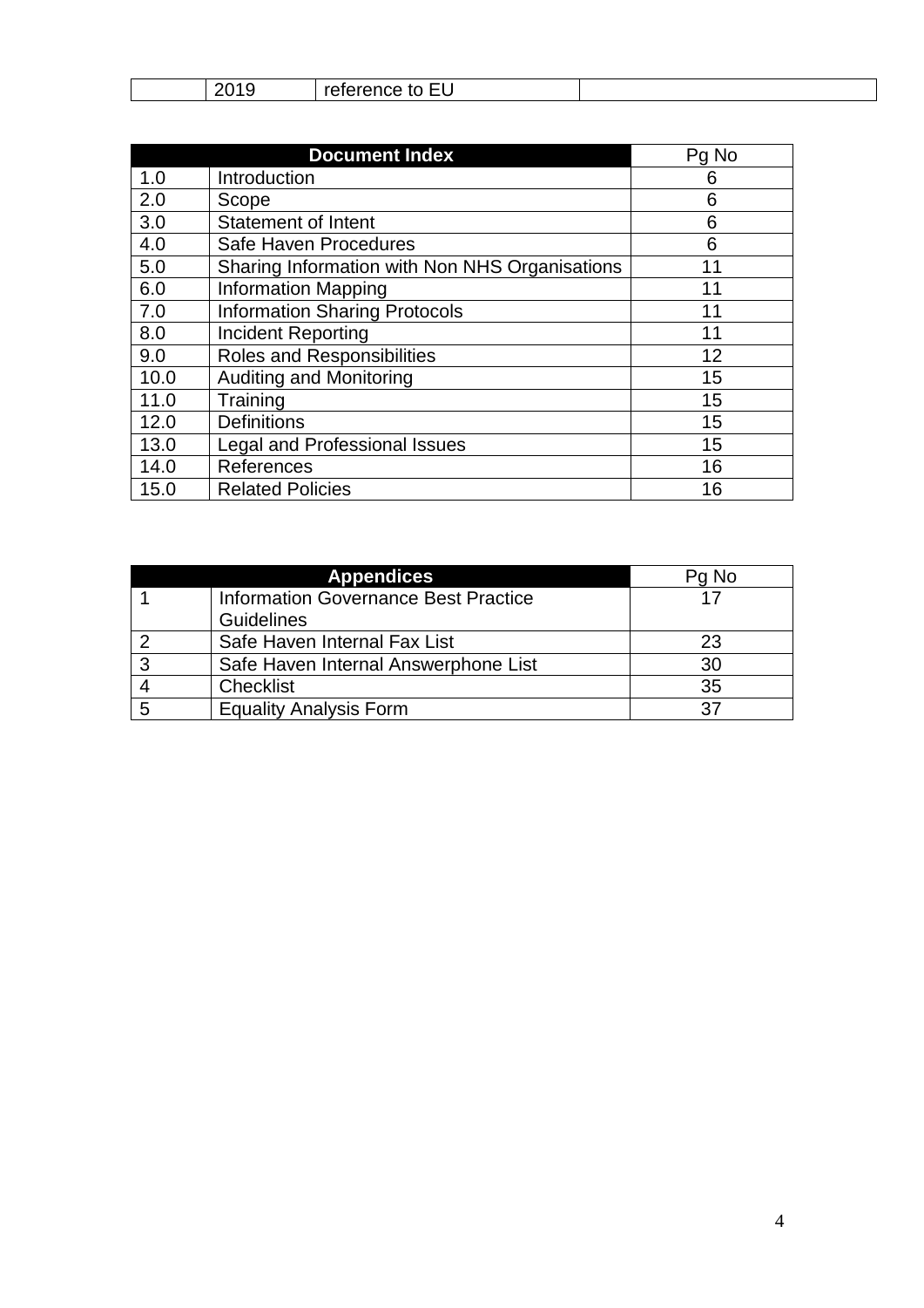|  | 2019 | reference to EU |  |
|---|---|---|---|

| Document Index | | Pg No |
|---|---|---|
| 1.0 | Introduction | 6 |
| 2.0 | Scope | 6 |
| 3.0 | Statement of Intent | 6 |
| 4.0 | Safe Haven Procedures | 6 |
| 5.0 | Sharing Information with Non NHS Organisations | 11 |
| 6.0 | Information Mapping | 11 |
| 7.0 | Information Sharing Protocols | 11 |
| 8.0 | Incident Reporting | 11 |
| 9.0 | Roles and Responsibilities | 12 |
| 10.0 | Auditing and Monitoring | 15 |
| 11.0 | Training | 15 |
| 12.0 | Definitions | 15 |
| 13.0 | Legal and Professional Issues | 15 |
| 14.0 | References | 16 |
| 15.0 | Related Policies | 16 |

| Appendices | | Pg No |
|---|---|---|
| 1 | Information Governance Best Practice Guidelines | 17 |
| 2 | Safe Haven Internal Fax List | 23 |
| 3 | Safe Haven Internal Answerphone List | 30 |
| 4 | Checklist | 35 |
| 5 | Equality Analysis Form | 37 |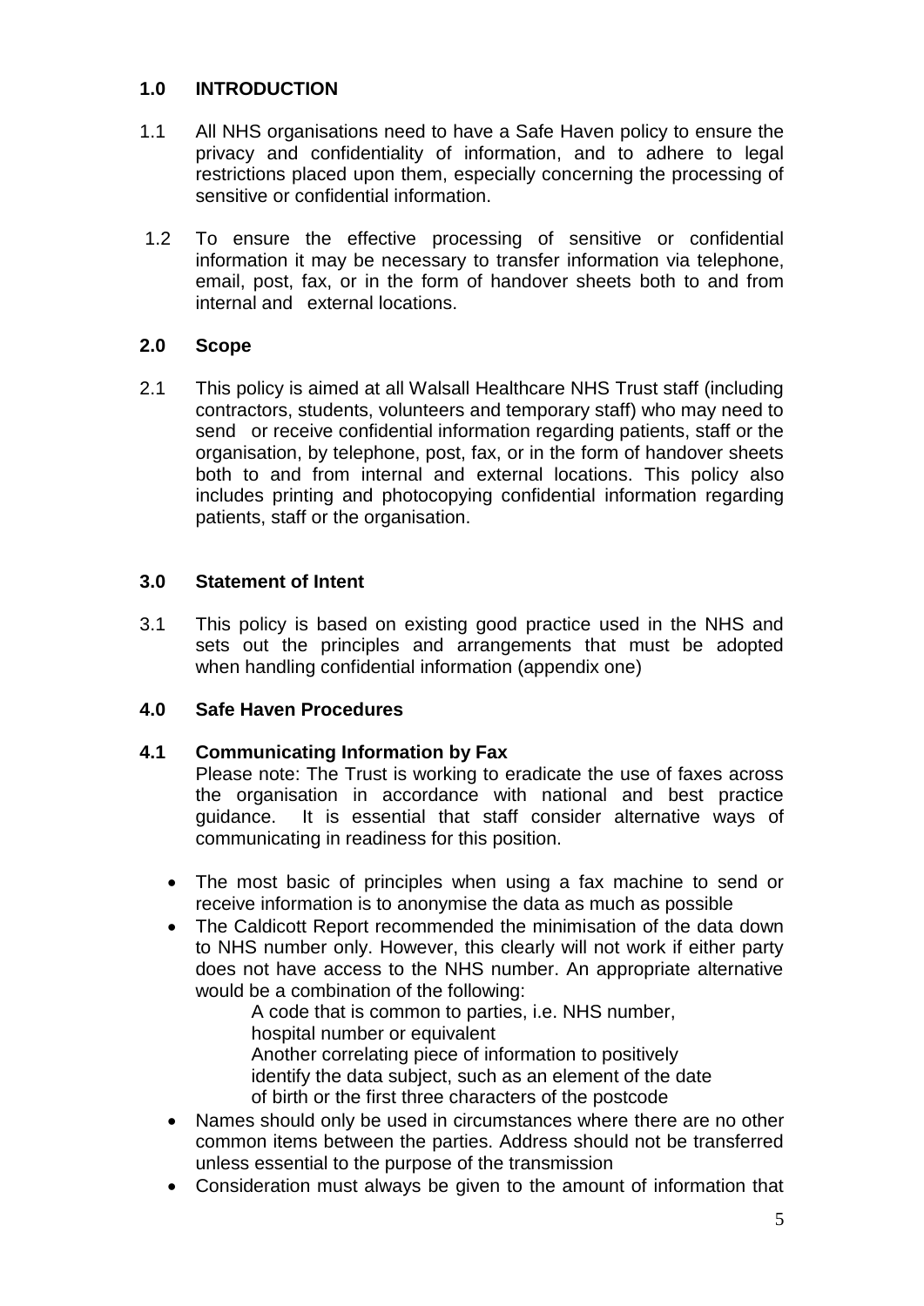## 1.0 INTRODUCTION

1.1 All NHS organisations need to have a Safe Haven policy to ensure the privacy and confidentiality of information, and to adhere to legal restrictions placed upon them, especially concerning the processing of sensitive or confidential information.

1.2 To ensure the effective processing of sensitive or confidential information it may be necessary to transfer information via telephone, email, post, fax, or in the form of handover sheets both to and from internal and external locations.

## 2.0 Scope

2.1 This policy is aimed at all Walsall Healthcare NHS Trust staff (including contractors, students, volunteers and temporary staff) who may need to send or receive confidential information regarding patients, staff or the organisation, by telephone, post, fax, or in the form of handover sheets both to and from internal and external locations. This policy also includes printing and photocopying confidential information regarding patients, staff or the organisation.

## 3.0 Statement of Intent

3.1 This policy is based on existing good practice used in the NHS and sets out the principles and arrangements that must be adopted when handling confidential information (appendix one)

## 4.0 Safe Haven Procedures

### 4.1 Communicating Information by Fax

Please note: The Trust is working to eradicate the use of faxes across the organisation in accordance with national and best practice guidance. It is essential that staff consider alternative ways of communicating in readiness for this position.

- The most basic of principles when using a fax machine to send or receive information is to anonymise the data as much as possible
- The Caldicott Report recommended the minimisation of the data down to NHS number only. However, this clearly will not work if either party does not have access to the NHS number. An appropriate alternative would be a combination of the following:

  A code that is common to parties, i.e. NHS number, hospital number or equivalent
  Another correlating piece of information to positively identify the data subject, such as an element of the date of birth or the first three characters of the postcode
- Names should only be used in circumstances where there are no other common items between the parties. Address should not be transferred unless essential to the purpose of the transmission
- Consideration must always be given to the amount of information that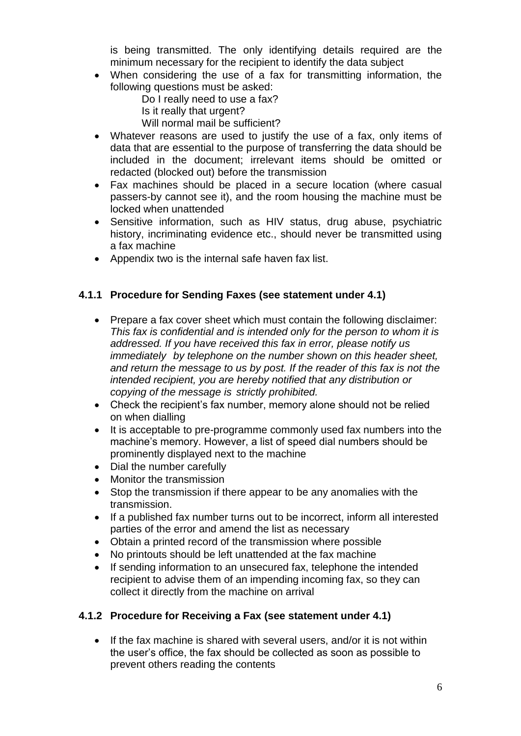is being transmitted. The only identifying details required are the minimum necessary for the recipient to identify the data subject

- When considering the use of a fax for transmitting information, the following questions must be asked:
  - Do I really need to use a fax?
  - Is it really that urgent?
  - Will normal mail be sufficient?
- Whatever reasons are used to justify the use of a fax, only items of data that are essential to the purpose of transferring the data should be included in the document; irrelevant items should be omitted or redacted (blocked out) before the transmission
- Fax machines should be placed in a secure location (where casual passers-by cannot see it), and the room housing the machine must be locked when unattended
- Sensitive information, such as HIV status, drug abuse, psychiatric history, incriminating evidence etc., should never be transmitted using a fax machine
- Appendix two is the internal safe haven fax list.

### 4.1.1 Procedure for Sending Faxes (see statement under 4.1)

- Prepare a fax cover sheet which must contain the following disclaimer: *This fax is confidential and is intended only for the person to whom it is addressed. If you have received this fax in error, please notify us immediately by telephone on the number shown on this header sheet, and return the message to us by post. If the reader of this fax is not the intended recipient, you are hereby notified that any distribution or copying of the message is strictly prohibited.*
- Check the recipient's fax number, memory alone should not be relied on when dialling
- It is acceptable to pre-programme commonly used fax numbers into the machine's memory. However, a list of speed dial numbers should be prominently displayed next to the machine
- Dial the number carefully
- Monitor the transmission
- Stop the transmission if there appear to be any anomalies with the transmission.
- If a published fax number turns out to be incorrect, inform all interested parties of the error and amend the list as necessary
- Obtain a printed record of the transmission where possible
- No printouts should be left unattended at the fax machine
- If sending information to an unsecured fax, telephone the intended recipient to advise them of an impending incoming fax, so they can collect it directly from the machine on arrival

### 4.1.2 Procedure for Receiving a Fax (see statement under 4.1)

- If the fax machine is shared with several users, and/or it is not within the user's office, the fax should be collected as soon as possible to prevent others reading the contents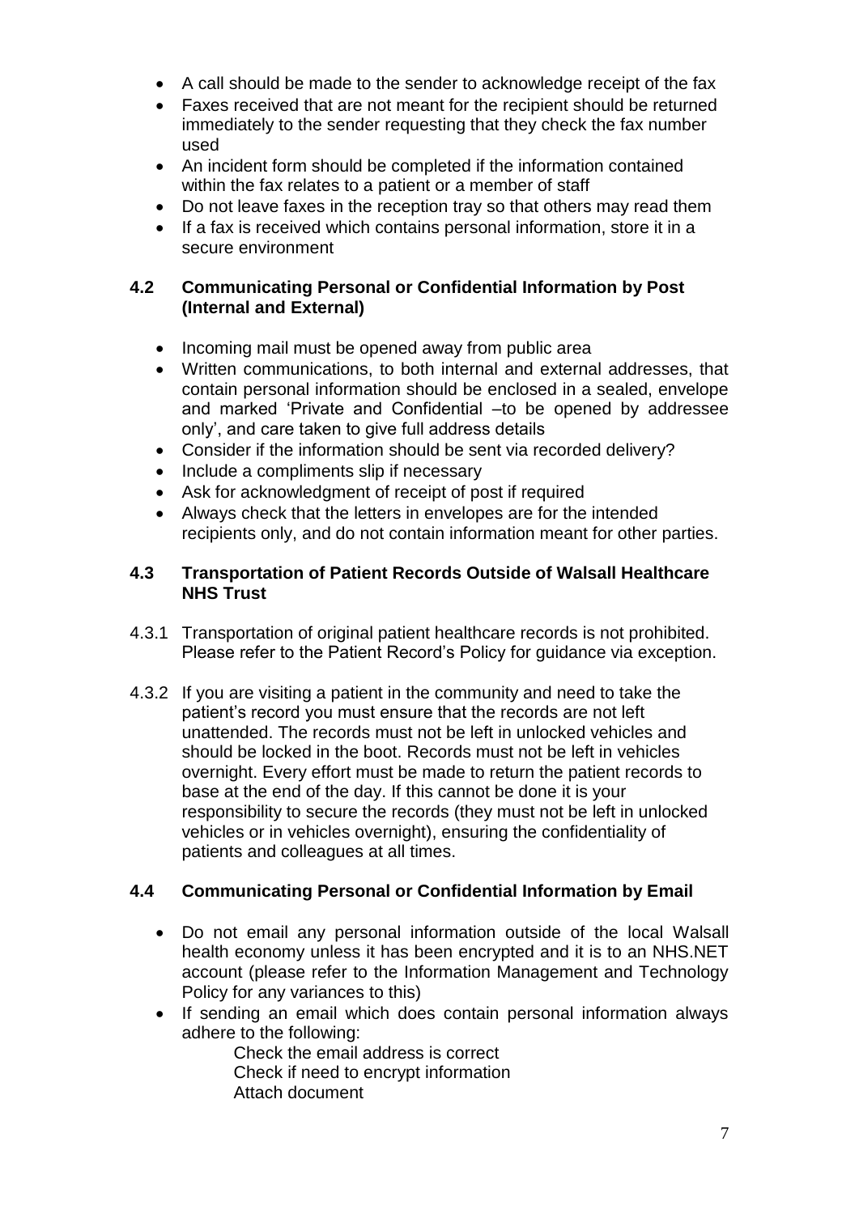- A call should be made to the sender to acknowledge receipt of the fax
- Faxes received that are not meant for the recipient should be returned immediately to the sender requesting that they check the fax number used
- An incident form should be completed if the information contained within the fax relates to a patient or a member of staff
- Do not leave faxes in the reception tray so that others may read them
- If a fax is received which contains personal information, store it in a secure environment

### 4.2 Communicating Personal or Confidential Information by Post (Internal and External)

- Incoming mail must be opened away from public area
- Written communications, to both internal and external addresses, that contain personal information should be enclosed in a sealed, envelope and marked 'Private and Confidential –to be opened by addressee only', and care taken to give full address details
- Consider if the information should be sent via recorded delivery?
- Include a compliments slip if necessary
- Ask for acknowledgment of receipt of post if required
- Always check that the letters in envelopes are for the intended recipients only, and do not contain information meant for other parties.

### 4.3 Transportation of Patient Records Outside of Walsall Healthcare NHS Trust

4.3.1 Transportation of original patient healthcare records is not prohibited. Please refer to the Patient Record's Policy for guidance via exception.

4.3.2 If you are visiting a patient in the community and need to take the patient's record you must ensure that the records are not left unattended. The records must not be left in unlocked vehicles and should be locked in the boot. Records must not be left in vehicles overnight. Every effort must be made to return the patient records to base at the end of the day. If this cannot be done it is your responsibility to secure the records (they must not be left in unlocked vehicles or in vehicles overnight), ensuring the confidentiality of patients and colleagues at all times.

### 4.4 Communicating Personal or Confidential Information by Email

- Do not email any personal information outside of the local Walsall health economy unless it has been encrypted and it is to an NHS.NET account (please refer to the Information Management and Technology Policy for any variances to this)
- If sending an email which does contain personal information always adhere to the following:

  Check the email address is correct
  Check if need to encrypt information
  Attach document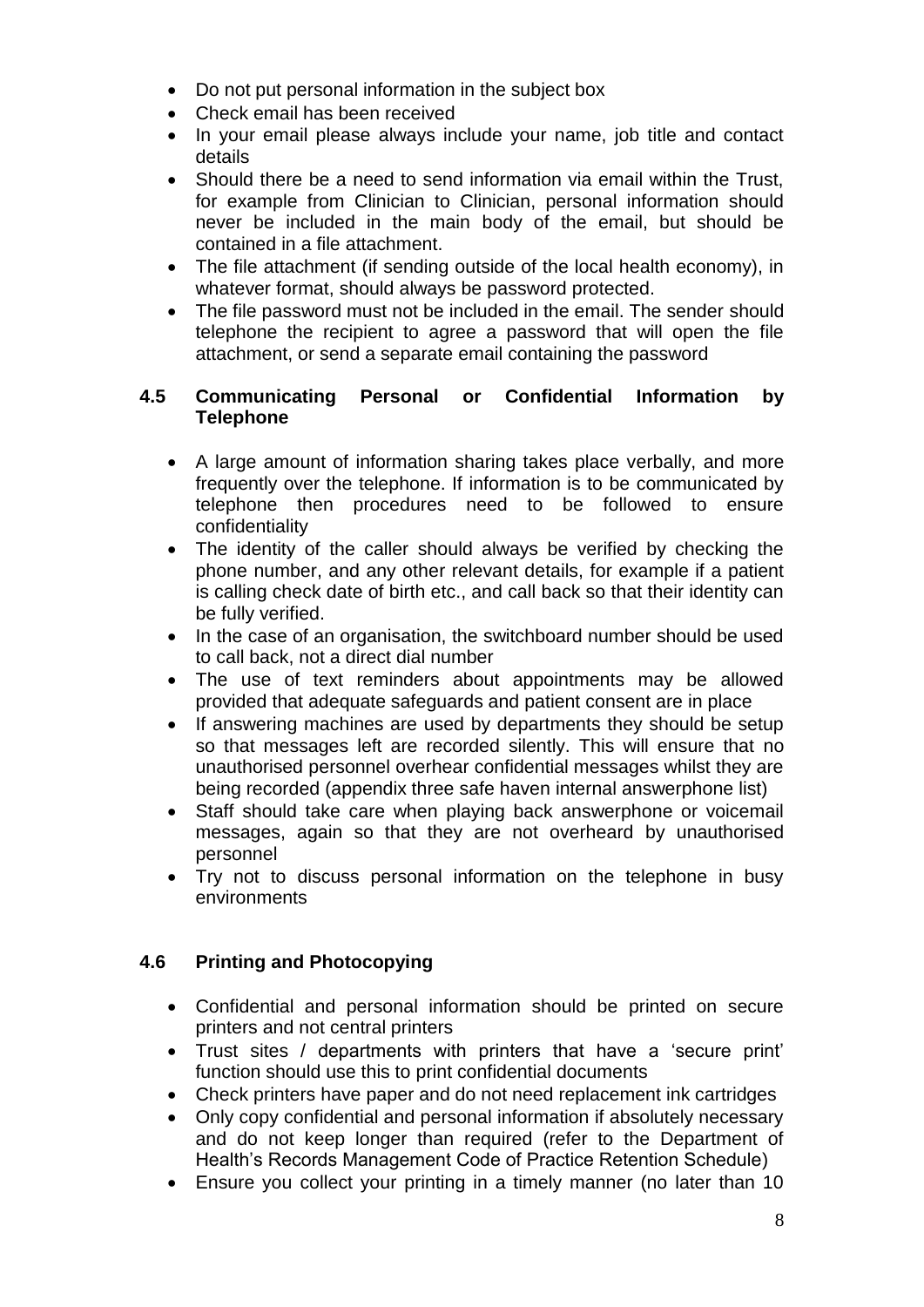- Do not put personal information in the subject box
- Check email has been received
- In your email please always include your name, job title and contact details
- Should there be a need to send information via email within the Trust, for example from Clinician to Clinician, personal information should never be included in the main body of the email, but should be contained in a file attachment.
- The file attachment (if sending outside of the local health economy), in whatever format, should always be password protected.
- The file password must not be included in the email. The sender should telephone the recipient to agree a password that will open the file attachment, or send a separate email containing the password

### 4.5 Communicating Personal or Confidential Information by Telephone

- A large amount of information sharing takes place verbally, and more frequently over the telephone. If information is to be communicated by telephone then procedures need to be followed to ensure confidentiality
- The identity of the caller should always be verified by checking the phone number, and any other relevant details, for example if a patient is calling check date of birth etc., and call back so that their identity can be fully verified.
- In the case of an organisation, the switchboard number should be used to call back, not a direct dial number
- The use of text reminders about appointments may be allowed provided that adequate safeguards and patient consent are in place
- If answering machines are used by departments they should be setup so that messages left are recorded silently. This will ensure that no unauthorised personnel overhear confidential messages whilst they are being recorded (appendix three safe haven internal answerphone list)
- Staff should take care when playing back answerphone or voicemail messages, again so that they are not overheard by unauthorised personnel
- Try not to discuss personal information on the telephone in busy environments

### 4.6 Printing and Photocopying

- Confidential and personal information should be printed on secure printers and not central printers
- Trust sites / departments with printers that have a 'secure print' function should use this to print confidential documents
- Check printers have paper and do not need replacement ink cartridges
- Only copy confidential and personal information if absolutely necessary and do not keep longer than required (refer to the Department of Health's Records Management Code of Practice Retention Schedule)
- Ensure you collect your printing in a timely manner (no later than 10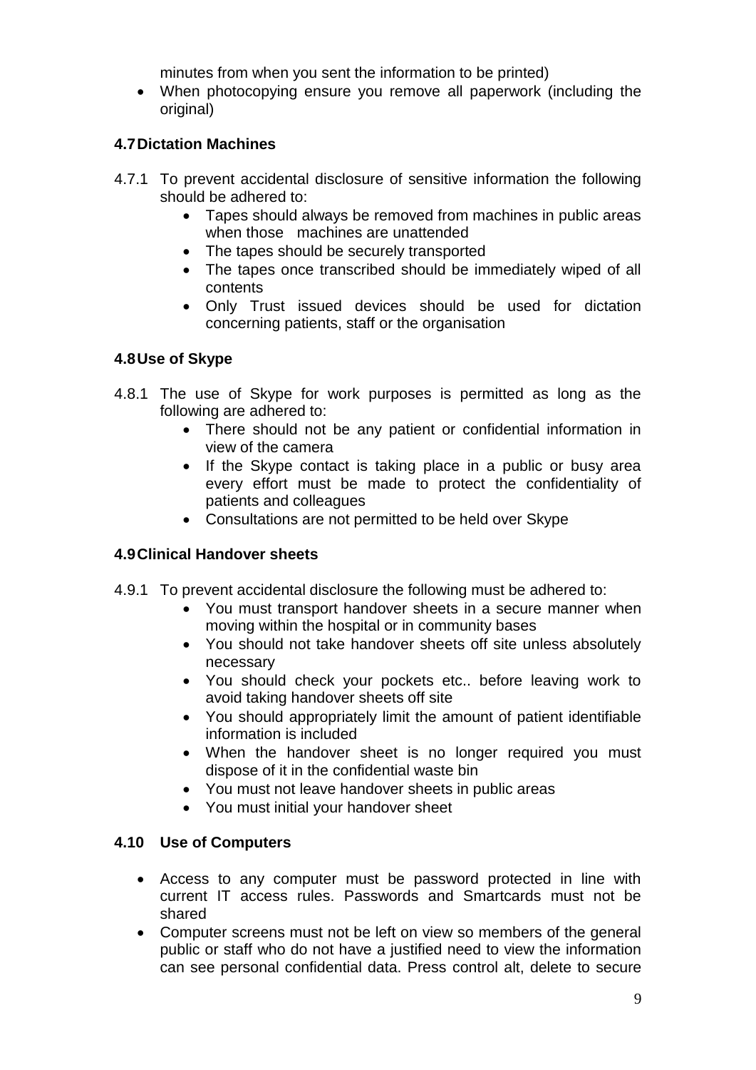minutes from when you sent the information to be printed)

- When photocopying ensure you remove all paperwork (including the original)

### 4.7 Dictation Machines

4.7.1 To prevent accidental disclosure of sensitive information the following should be adhered to:

- Tapes should always be removed from machines in public areas when those machines are unattended
- The tapes should be securely transported
- The tapes once transcribed should be immediately wiped of all contents
- Only Trust issued devices should be used for dictation concerning patients, staff or the organisation

### 4.8 Use of Skype

4.8.1 The use of Skype for work purposes is permitted as long as the following are adhered to:

- There should not be any patient or confidential information in view of the camera
- If the Skype contact is taking place in a public or busy area every effort must be made to protect the confidentiality of patients and colleagues
- Consultations are not permitted to be held over Skype

### 4.9 Clinical Handover sheets

4.9.1 To prevent accidental disclosure the following must be adhered to:

- You must transport handover sheets in a secure manner when moving within the hospital or in community bases
- You should not take handover sheets off site unless absolutely necessary
- You should check your pockets etc.. before leaving work to avoid taking handover sheets off site
- You should appropriately limit the amount of patient identifiable information is included
- When the handover sheet is no longer required you must dispose of it in the confidential waste bin
- You must not leave handover sheets in public areas
- You must initial your handover sheet

### 4.10 Use of Computers

- Access to any computer must be password protected in line with current IT access rules. Passwords and Smartcards must not be shared
- Computer screens must not be left on view so members of the general public or staff who do not have a justified need to view the information can see personal confidential data. Press control alt, delete to secure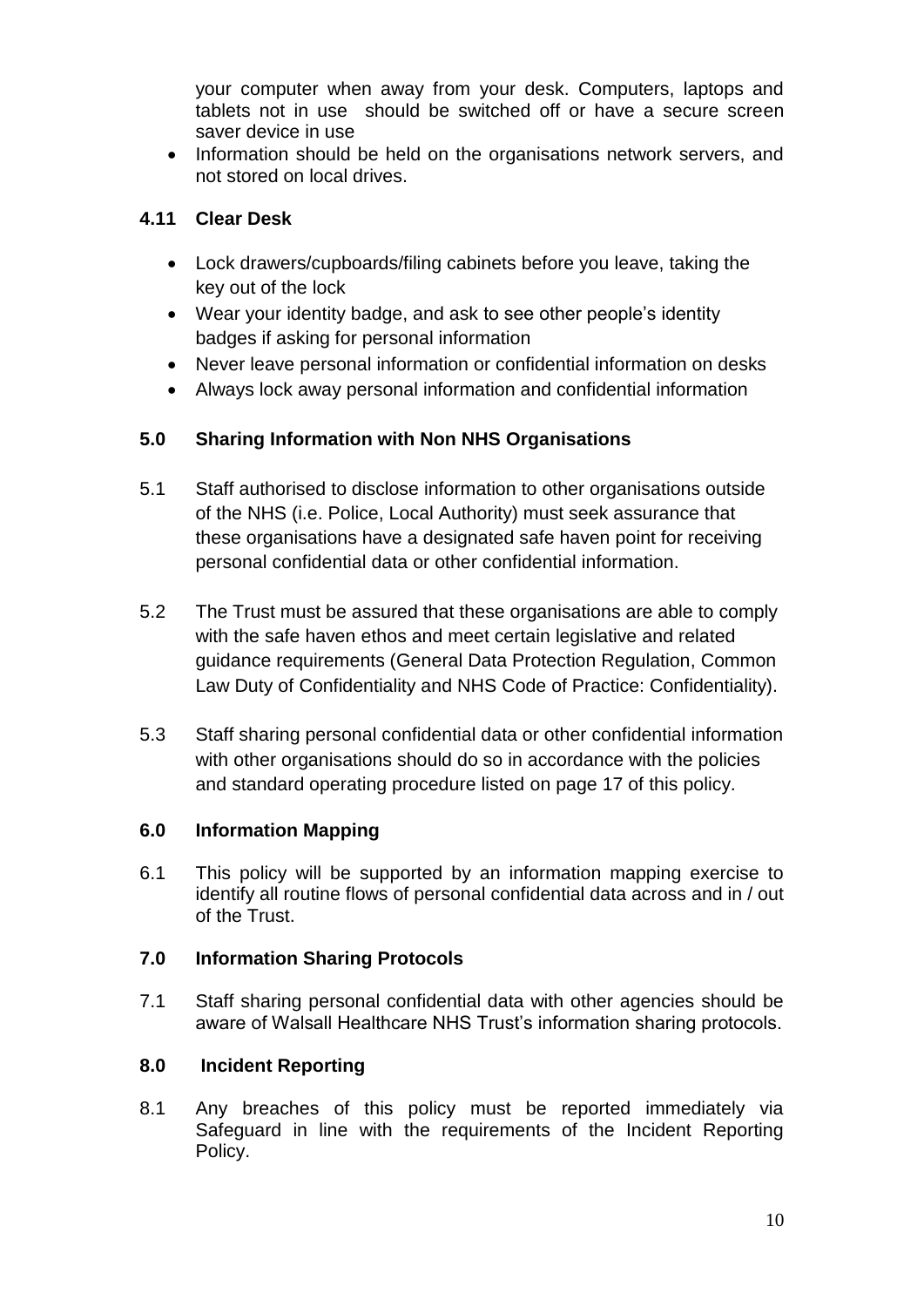your computer when away from your desk. Computers, laptops and tablets not in use should be switched off or have a secure screen saver device in use
- Information should be held on the organisations network servers, and not stored on local drives.

### 4.11 Clear Desk

- Lock drawers/cupboards/filing cabinets before you leave, taking the key out of the lock
- Wear your identity badge, and ask to see other people's identity badges if asking for personal information
- Never leave personal information or confidential information on desks
- Always lock away personal information and confidential information

## 5.0 Sharing Information with Non NHS Organisations

5.1 Staff authorised to disclose information to other organisations outside of the NHS (i.e. Police, Local Authority) must seek assurance that these organisations have a designated safe haven point for receiving personal confidential data or other confidential information.

5.2 The Trust must be assured that these organisations are able to comply with the safe haven ethos and meet certain legislative and related guidance requirements (General Data Protection Regulation, Common Law Duty of Confidentiality and NHS Code of Practice: Confidentiality).

5.3 Staff sharing personal confidential data or other confidential information with other organisations should do so in accordance with the policies and standard operating procedure listed on page 17 of this policy.

## 6.0 Information Mapping

6.1 This policy will be supported by an information mapping exercise to identify all routine flows of personal confidential data across and in / out of the Trust.

## 7.0 Information Sharing Protocols

7.1 Staff sharing personal confidential data with other agencies should be aware of Walsall Healthcare NHS Trust's information sharing protocols.

## 8.0 Incident Reporting

8.1 Any breaches of this policy must be reported immediately via Safeguard in line with the requirements of the Incident Reporting Policy.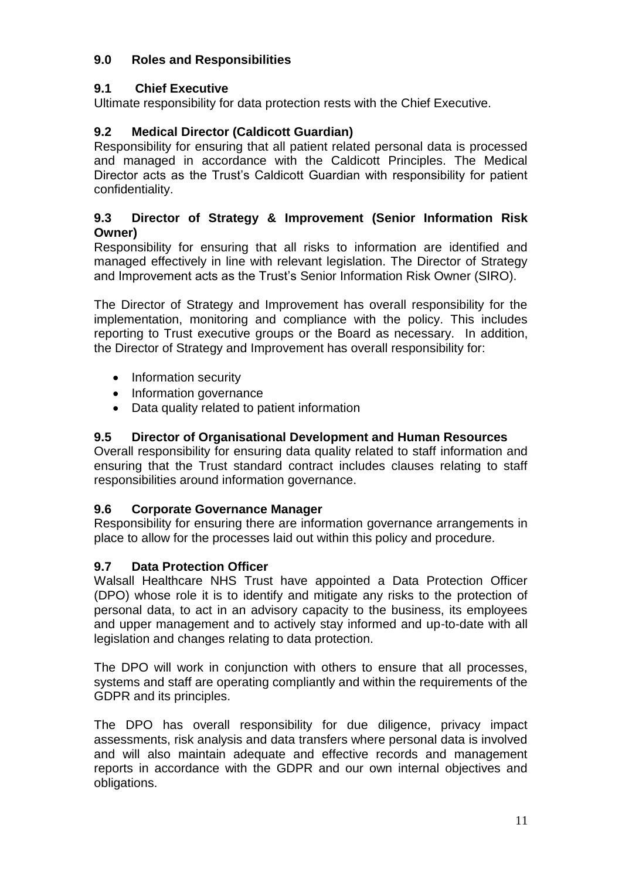## 9.0 Roles and Responsibilities

### 9.1 Chief Executive

Ultimate responsibility for data protection rests with the Chief Executive.

### 9.2 Medical Director (Caldicott Guardian)

Responsibility for ensuring that all patient related personal data is processed and managed in accordance with the Caldicott Principles. The Medical Director acts as the Trust's Caldicott Guardian with responsibility for patient confidentiality.

### 9.3 Director of Strategy & Improvement (Senior Information Risk Owner)

Responsibility for ensuring that all risks to information are identified and managed effectively in line with relevant legislation. The Director of Strategy and Improvement acts as the Trust's Senior Information Risk Owner (SIRO).

The Director of Strategy and Improvement has overall responsibility for the implementation, monitoring and compliance with the policy. This includes reporting to Trust executive groups or the Board as necessary. In addition, the Director of Strategy and Improvement has overall responsibility for:

- Information security
- Information governance
- Data quality related to patient information

### 9.5 Director of Organisational Development and Human Resources

Overall responsibility for ensuring data quality related to staff information and ensuring that the Trust standard contract includes clauses relating to staff responsibilities around information governance.

### 9.6 Corporate Governance Manager

Responsibility for ensuring there are information governance arrangements in place to allow for the processes laid out within this policy and procedure.

### 9.7 Data Protection Officer

Walsall Healthcare NHS Trust have appointed a Data Protection Officer (DPO) whose role it is to identify and mitigate any risks to the protection of personal data, to act in an advisory capacity to the business, its employees and upper management and to actively stay informed and up-to-date with all legislation and changes relating to data protection.

The DPO will work in conjunction with others to ensure that all processes, systems and staff are operating compliantly and within the requirements of the GDPR and its principles.

The DPO has overall responsibility for due diligence, privacy impact assessments, risk analysis and data transfers where personal data is involved and will also maintain adequate and effective records and management reports in accordance with the GDPR and our own internal objectives and obligations.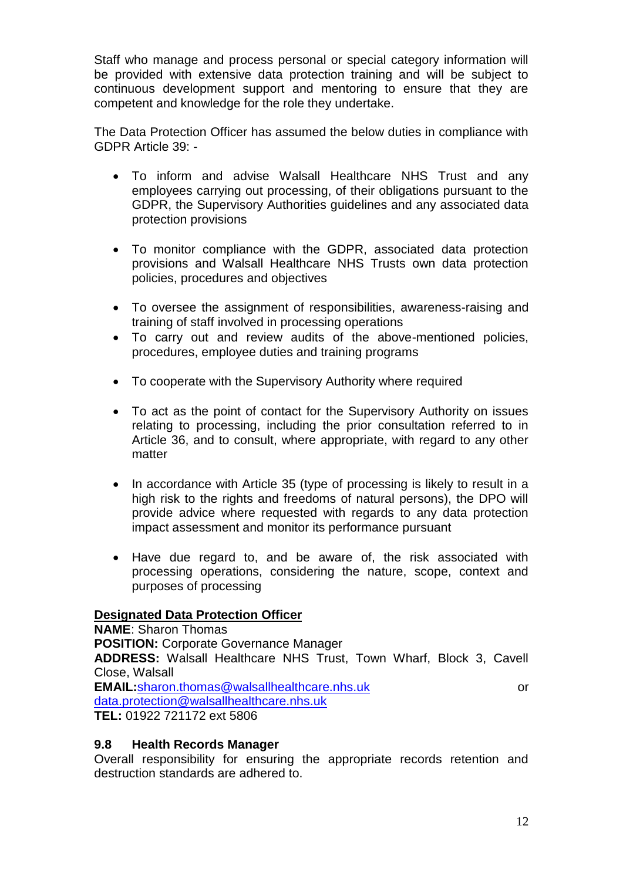Staff who manage and process personal or special category information will be provided with extensive data protection training and will be subject to continuous development support and mentoring to ensure that they are competent and knowledge for the role they undertake.

The Data Protection Officer has assumed the below duties in compliance with GDPR Article 39: -

- To inform and advise Walsall Healthcare NHS Trust and any employees carrying out processing, of their obligations pursuant to the GDPR, the Supervisory Authorities guidelines and any associated data protection provisions
- To monitor compliance with the GDPR, associated data protection provisions and Walsall Healthcare NHS Trusts own data protection policies, procedures and objectives
- To oversee the assignment of responsibilities, awareness-raising and training of staff involved in processing operations
- To carry out and review audits of the above-mentioned policies, procedures, employee duties and training programs
- To cooperate with the Supervisory Authority where required
- To act as the point of contact for the Supervisory Authority on issues relating to processing, including the prior consultation referred to in Article 36, and to consult, where appropriate, with regard to any other matter
- In accordance with Article 35 (type of processing is likely to result in a high risk to the rights and freedoms of natural persons), the DPO will provide advice where requested with regards to any data protection impact assessment and monitor its performance pursuant
- Have due regard to, and be aware of, the risk associated with processing operations, considering the nature, scope, context and purposes of processing

**Designated Data Protection Officer**

**NAME**: Sharon Thomas
**POSITION:** Corporate Governance Manager
**ADDRESS:** Walsall Healthcare NHS Trust, Town Wharf, Block 3, Cavell Close, Walsall
**EMAIL:** sharon.thomas@walsallhealthcare.nhs.uk or data.protection@walsallhealthcare.nhs.uk
**TEL:** 01922 721172 ext 5806

### 9.8 Health Records Manager

Overall responsibility for ensuring the appropriate records retention and destruction standards are adhered to.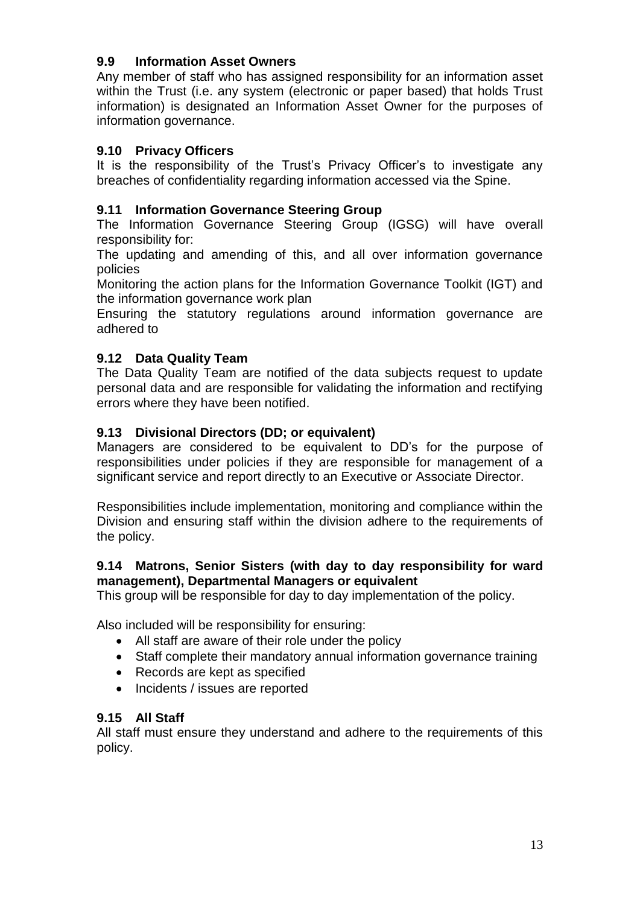### 9.9 Information Asset Owners

Any member of staff who has assigned responsibility for an information asset within the Trust (i.e. any system (electronic or paper based) that holds Trust information) is designated an Information Asset Owner for the purposes of information governance.

### 9.10 Privacy Officers

It is the responsibility of the Trust's Privacy Officer's to investigate any breaches of confidentiality regarding information accessed via the Spine.

### 9.11 Information Governance Steering Group

The Information Governance Steering Group (IGSG) will have overall responsibility for:

The updating and amending of this, and all over information governance policies

Monitoring the action plans for the Information Governance Toolkit (IGT) and the information governance work plan

Ensuring the statutory regulations around information governance are adhered to

### 9.12 Data Quality Team

The Data Quality Team are notified of the data subjects request to update personal data and are responsible for validating the information and rectifying errors where they have been notified.

### 9.13 Divisional Directors (DD; or equivalent)

Managers are considered to be equivalent to DD's for the purpose of responsibilities under policies if they are responsible for management of a significant service and report directly to an Executive or Associate Director.

Responsibilities include implementation, monitoring and compliance within the Division and ensuring staff within the division adhere to the requirements of the policy.

### 9.14 Matrons, Senior Sisters (with day to day responsibility for ward management), Departmental Managers or equivalent

This group will be responsible for day to day implementation of the policy.

Also included will be responsibility for ensuring:

- All staff are aware of their role under the policy
- Staff complete their mandatory annual information governance training
- Records are kept as specified
- Incidents / issues are reported

### 9.15 All Staff

All staff must ensure they understand and adhere to the requirements of this policy.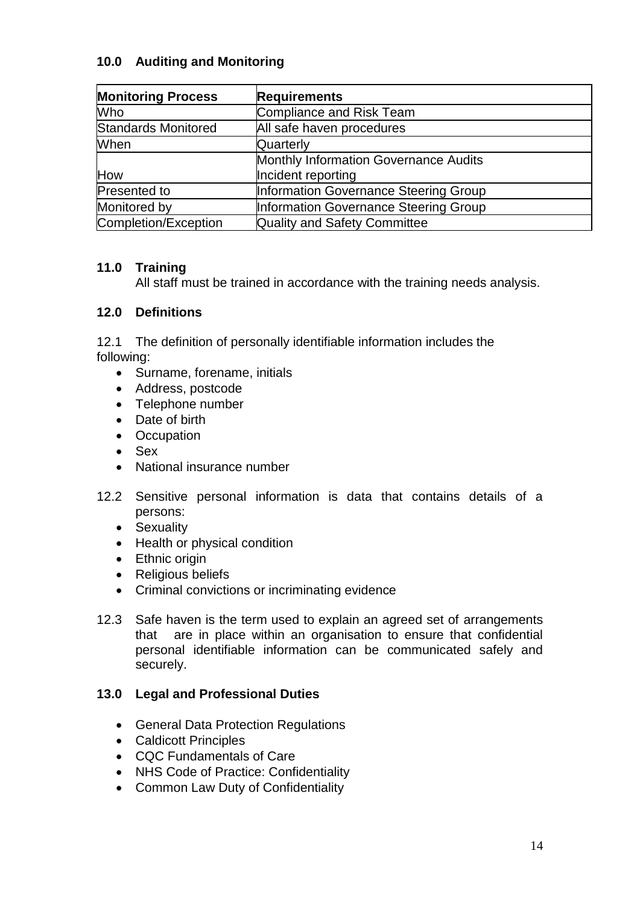## 10.0 Auditing and Monitoring

| Monitoring Process | Requirements |
|---|---|
| Who | Compliance and Risk Team |
| Standards Monitored | All safe haven procedures |
| When | Quarterly |
| How | Monthly Information Governance Audits<br>Incident reporting |
| Presented to | Information Governance Steering Group |
| Monitored by | Information Governance Steering Group |
| Completion/Exception | Quality and Safety Committee |

## 11.0 Training

All staff must be trained in accordance with the training needs analysis.

## 12.0 Definitions

12.1 The definition of personally identifiable information includes the following:

- Surname, forename, initials
- Address, postcode
- Telephone number
- Date of birth
- Occupation
- Sex
- National insurance number

12.2 Sensitive personal information is data that contains details of a persons:

- Sexuality
- Health or physical condition
- Ethnic origin
- Religious beliefs
- Criminal convictions or incriminating evidence

12.3 Safe haven is the term used to explain an agreed set of arrangements that are in place within an organisation to ensure that confidential personal identifiable information can be communicated safely and securely.

## 13.0 Legal and Professional Duties

- General Data Protection Regulations
- Caldicott Principles
- CQC Fundamentals of Care
- NHS Code of Practice: Confidentiality
- Common Law Duty of Confidentiality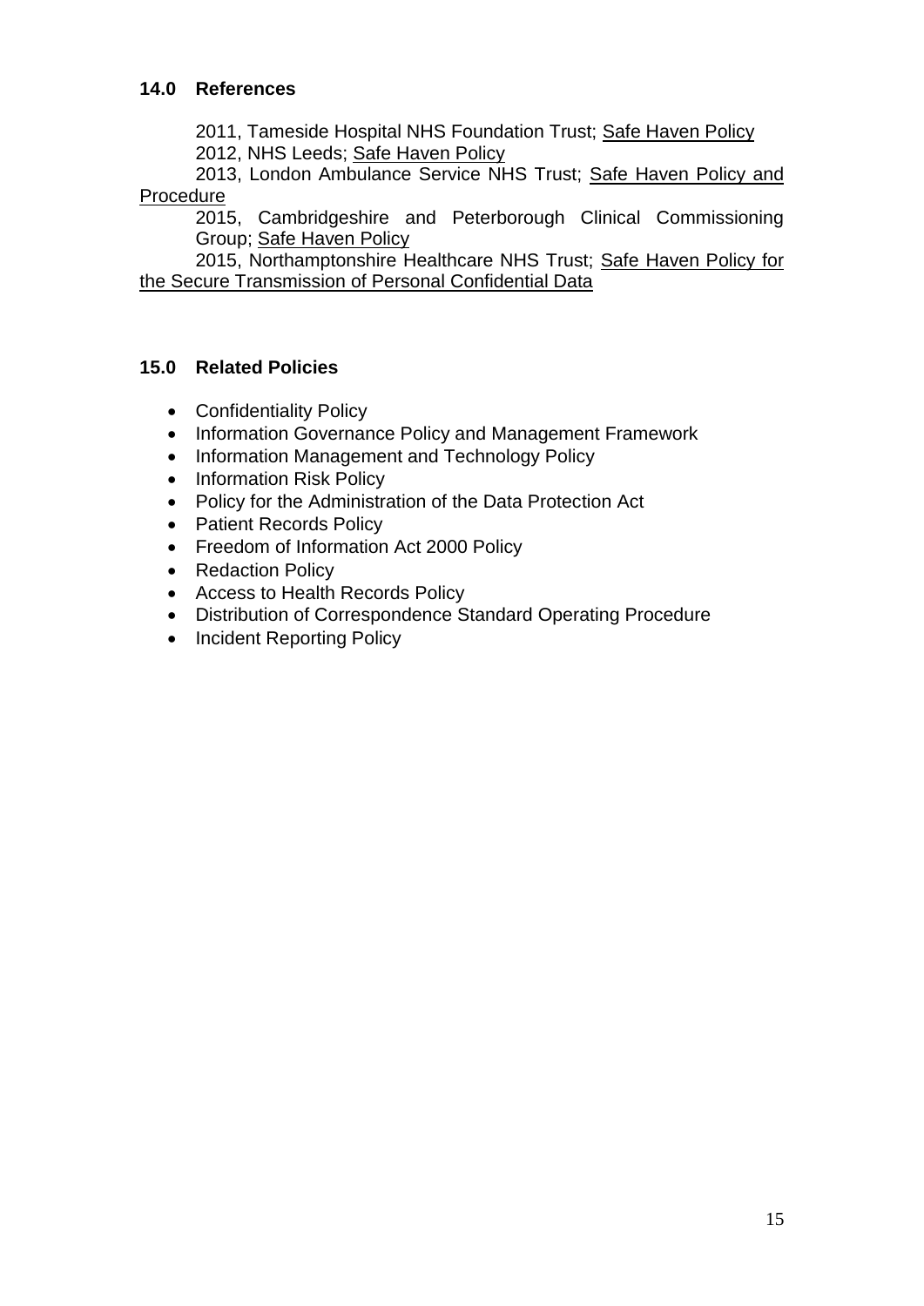## 14.0 References

2011, Tameside Hospital NHS Foundation Trust; Safe Haven Policy

2012, NHS Leeds; Safe Haven Policy

2013, London Ambulance Service NHS Trust; Safe Haven Policy and Procedure

2015, Cambridgeshire and Peterborough Clinical Commissioning Group; Safe Haven Policy

2015, Northamptonshire Healthcare NHS Trust; Safe Haven Policy for the Secure Transmission of Personal Confidential Data

## 15.0 Related Policies

- Confidentiality Policy
- Information Governance Policy and Management Framework
- Information Management and Technology Policy
- Information Risk Policy
- Policy for the Administration of the Data Protection Act
- Patient Records Policy
- Freedom of Information Act 2000 Policy
- Redaction Policy
- Access to Health Records Policy
- Distribution of Correspondence Standard Operating Procedure
- Incident Reporting Policy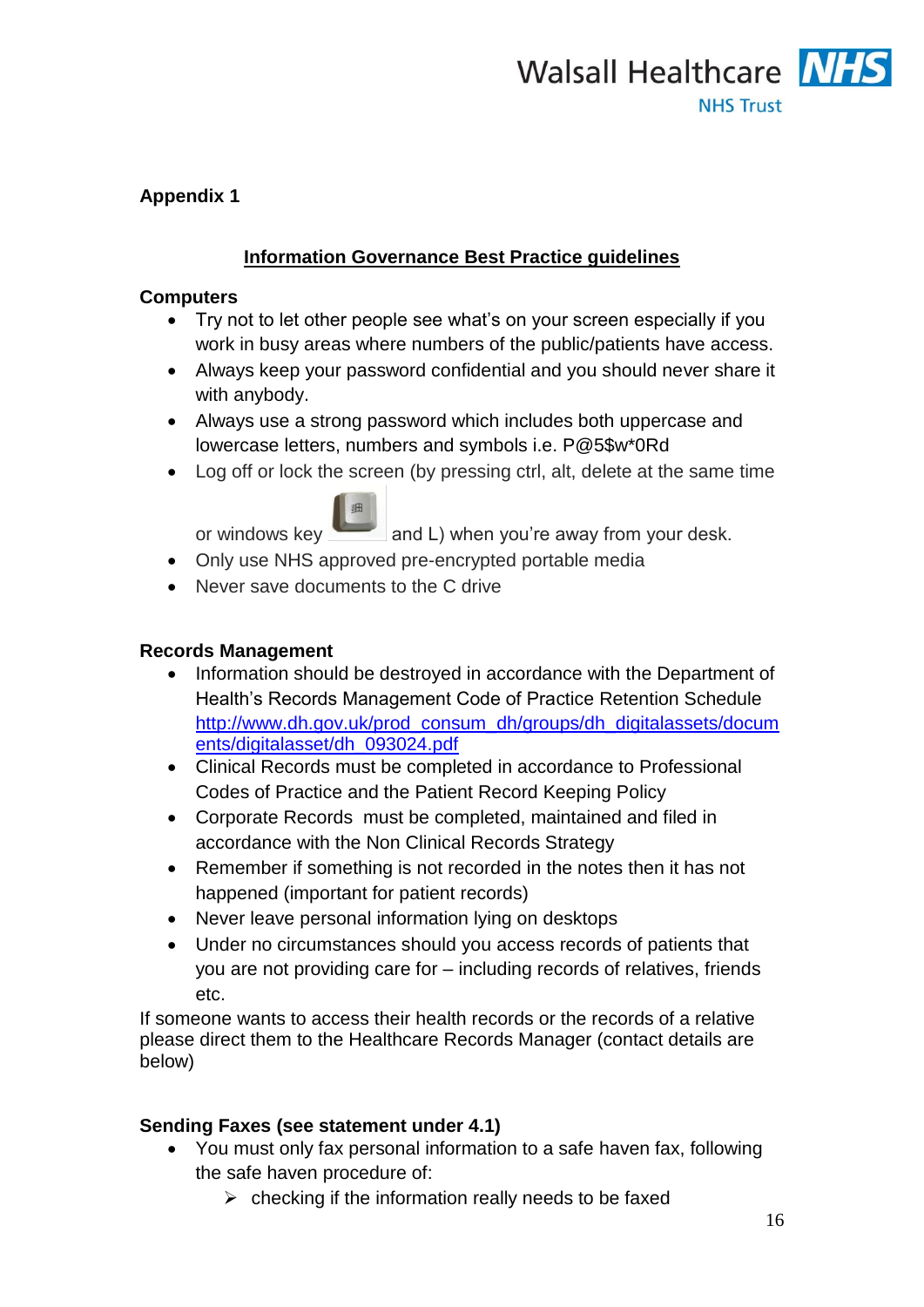## Appendix 1

### Information Governance Best Practice guidelines

**Computers**

- Try not to let other people see what's on your screen especially if you work in busy areas where numbers of the public/patients have access.
- Always keep your password confidential and you should never share it with anybody.
- Always use a strong password which includes both uppercase and lowercase letters, numbers and symbols i.e. P@5$w*0Rd
- Log off or lock the screen (by pressing ctrl, alt, delete at the same time or windows key and L) when you're away from your desk.
- Only use NHS approved pre-encrypted portable media
- Never save documents to the C drive

**Records Management**

- Information should be destroyed in accordance with the Department of Health's Records Management Code of Practice Retention Schedule http://www.dh.gov.uk/prod_consum_dh/groups/dh_digitalassets/documents/digitalasset/dh_093024.pdf
- Clinical Records must be completed in accordance to Professional Codes of Practice and the Patient Record Keeping Policy
- Corporate Records must be completed, maintained and filed in accordance with the Non Clinical Records Strategy
- Remember if something is not recorded in the notes then it has not happened (important for patient records)
- Never leave personal information lying on desktops
- Under no circumstances should you access records of patients that you are not providing care for – including records of relatives, friends etc.

If someone wants to access their health records or the records of a relative please direct them to the Healthcare Records Manager (contact details are below)

**Sending Faxes (see statement under 4.1)**

- You must only fax personal information to a safe haven fax, following the safe haven procedure of:
  - checking if the information really needs to be faxed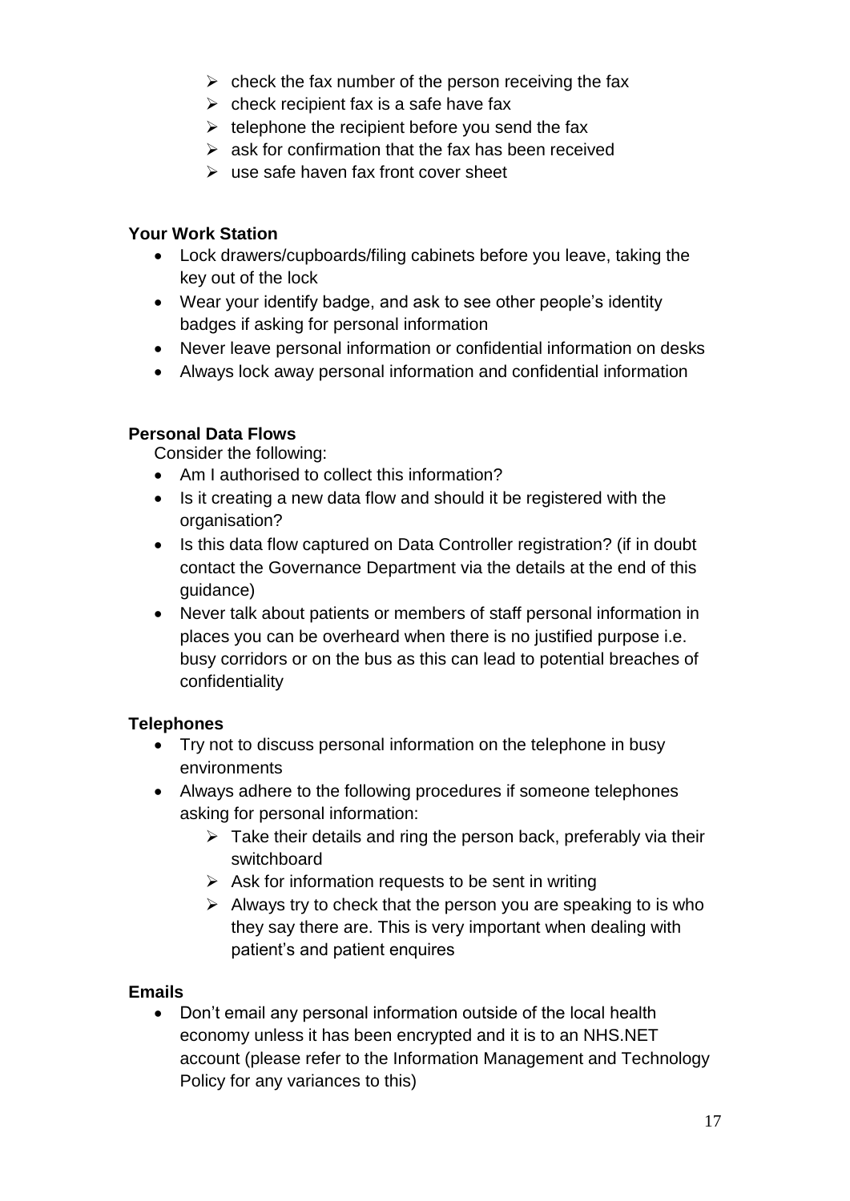- check the fax number of the person receiving the fax
- check recipient fax is a safe have fax
- telephone the recipient before you send the fax
- ask for confirmation that the fax has been received
- use safe haven fax front cover sheet

**Your Work Station**

- Lock drawers/cupboards/filing cabinets before you leave, taking the key out of the lock
- Wear your identify badge, and ask to see other people's identity badges if asking for personal information
- Never leave personal information or confidential information on desks
- Always lock away personal information and confidential information

**Personal Data Flows**

Consider the following:

- Am I authorised to collect this information?
- Is it creating a new data flow and should it be registered with the organisation?
- Is this data flow captured on Data Controller registration? (if in doubt contact the Governance Department via the details at the end of this guidance)
- Never talk about patients or members of staff personal information in places you can be overheard when there is no justified purpose i.e. busy corridors or on the bus as this can lead to potential breaches of confidentiality

**Telephones**

- Try not to discuss personal information on the telephone in busy environments
- Always adhere to the following procedures if someone telephones asking for personal information:
  - Take their details and ring the person back, preferably via their switchboard
  - Ask for information requests to be sent in writing
  - Always try to check that the person you are speaking to is who they say there are. This is very important when dealing with patient's and patient enquires

**Emails**

- Don't email any personal information outside of the local health economy unless it has been encrypted and it is to an NHS.NET account (please refer to the Information Management and Technology Policy for any variances to this)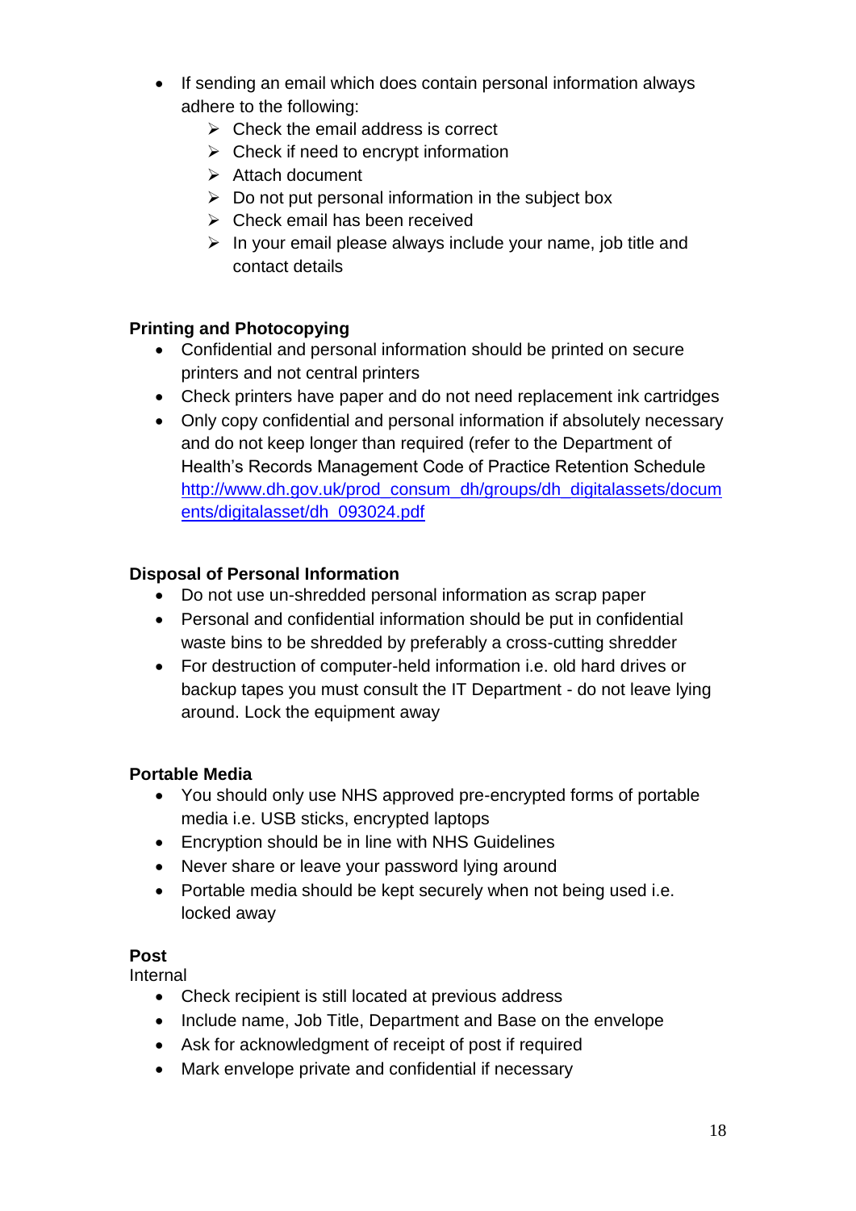- If sending an email which does contain personal information always adhere to the following:
    - Check the email address is correct
    - Check if need to encrypt information
    - Attach document
    - Do not put personal information in the subject box
    - Check email has been received
    - In your email please always include your name, job title and contact details

**Printing and Photocopying**

- Confidential and personal information should be printed on secure printers and not central printers
- Check printers have paper and do not need replacement ink cartridges
- Only copy confidential and personal information if absolutely necessary and do not keep longer than required (refer to the Department of Health's Records Management Code of Practice Retention Schedule [http://www.dh.gov.uk/prod_consum_dh/groups/dh_digitalassets/documents/digitalasset/dh_093024.pdf](http://www.dh.gov.uk/prod_consum_dh/groups/dh_digitalassets/documents/digitalasset/dh_093024.pdf)

**Disposal of Personal Information**

- Do not use un-shredded personal information as scrap paper
- Personal and confidential information should be put in confidential waste bins to be shredded by preferably a cross-cutting shredder
- For destruction of computer-held information i.e. old hard drives or backup tapes you must consult the IT Department - do not leave lying around. Lock the equipment away

**Portable Media**

- You should only use NHS approved pre-encrypted forms of portable media i.e. USB sticks, encrypted laptops
- Encryption should be in line with NHS Guidelines
- Never share or leave your password lying around
- Portable media should be kept securely when not being used i.e. locked away

**Post**

Internal

- Check recipient is still located at previous address
- Include name, Job Title, Department and Base on the envelope
- Ask for acknowledgment of receipt of post if required
- Mark envelope private and confidential if necessary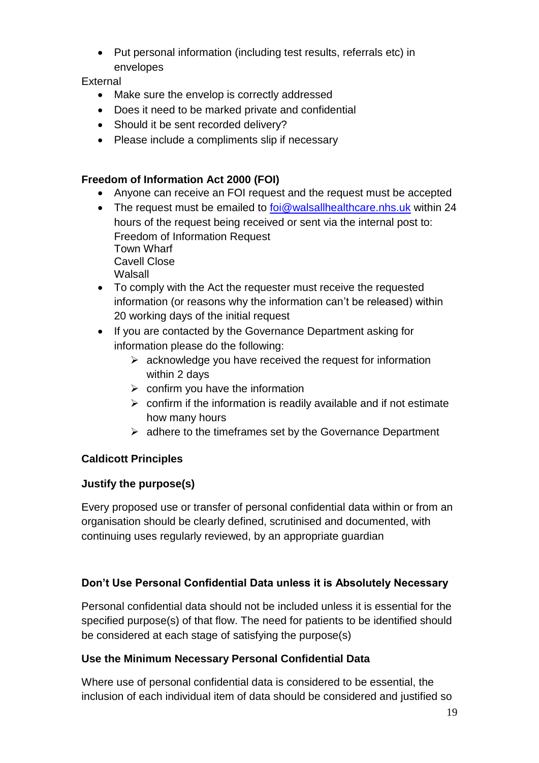- Put personal information (including test results, referrals etc) in envelopes

External

- Make sure the envelop is correctly addressed
- Does it need to be marked private and confidential
- Should it be sent recorded delivery?
- Please include a compliments slip if necessary

**Freedom of Information Act 2000 (FOI)**

- Anyone can receive an FOI request and the request must be accepted
- The request must be emailed to [foi@walsallhealthcare.nhs.uk](mailto:foi@walsallhealthcare.nhs.uk) within 24 hours of the request being received or sent via the internal post to:
  Freedom of Information Request
  Town Wharf
  Cavell Close
  Walsall
- To comply with the Act the requester must receive the requested information (or reasons why the information can't be released) within 20 working days of the initial request
- If you are contacted by the Governance Department asking for information please do the following:
  - acknowledge you have received the request for information within 2 days
  - confirm you have the information
  - confirm if the information is readily available and if not estimate how many hours
  - adhere to the timeframes set by the Governance Department

**Caldicott Principles**

**Justify the purpose(s)**

Every proposed use or transfer of personal confidential data within or from an organisation should be clearly defined, scrutinised and documented, with continuing uses regularly reviewed, by an appropriate guardian

**Don't Use Personal Confidential Data unless it is Absolutely Necessary**

Personal confidential data should not be included unless it is essential for the specified purpose(s) of that flow. The need for patients to be identified should be considered at each stage of satisfying the purpose(s)

**Use the Minimum Necessary Personal Confidential Data**

Where use of personal confidential data is considered to be essential, the inclusion of each individual item of data should be considered and justified so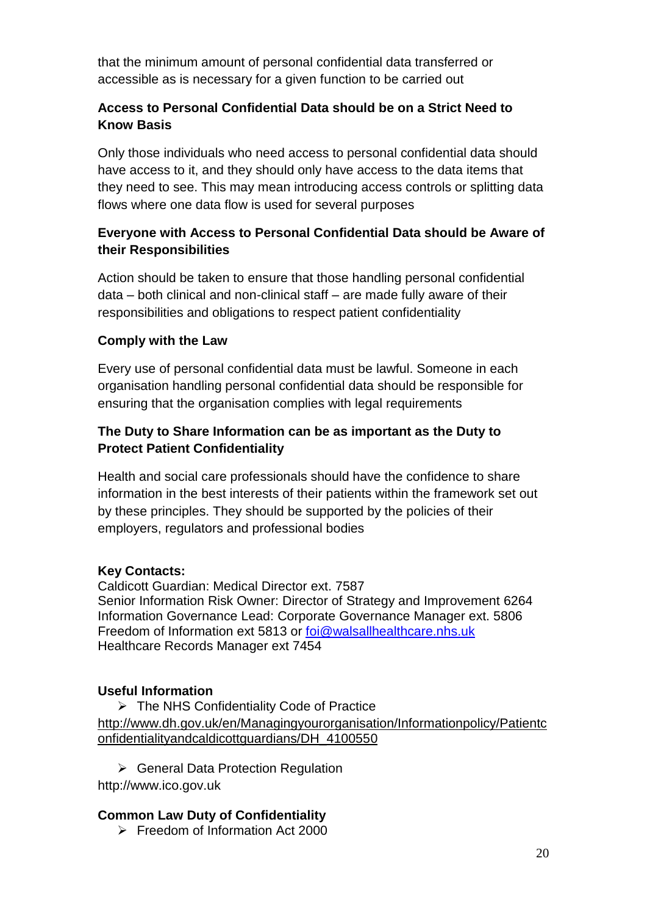that the minimum amount of personal confidential data transferred or accessible as is necessary for a given function to be carried out

**Access to Personal Confidential Data should be on a Strict Need to Know Basis**

Only those individuals who need access to personal confidential data should have access to it, and they should only have access to the data items that they need to see. This may mean introducing access controls or splitting data flows where one data flow is used for several purposes

**Everyone with Access to Personal Confidential Data should be Aware of their Responsibilities**

Action should be taken to ensure that those handling personal confidential data – both clinical and non-clinical staff – are made fully aware of their responsibilities and obligations to respect patient confidentiality

**Comply with the Law**

Every use of personal confidential data must be lawful. Someone in each organisation handling personal confidential data should be responsible for ensuring that the organisation complies with legal requirements

**The Duty to Share Information can be as important as the Duty to Protect Patient Confidentiality**

Health and social care professionals should have the confidence to share information in the best interests of their patients within the framework set out by these principles. They should be supported by the policies of their employers, regulators and professional bodies

**Key Contacts:**
Caldicott Guardian: Medical Director ext. 7587
Senior Information Risk Owner: Director of Strategy and Improvement 6264
Information Governance Lead: Corporate Governance Manager ext. 5806
Freedom of Information ext 5813 or foi@walsallhealthcare.nhs.uk
Healthcare Records Manager ext 7454

**Useful Information**

- The NHS Confidentiality Code of Practice

http://www.dh.gov.uk/en/Managingyourorganisation/Informationpolicy/Patientconfidentialityandcaldicottguardians/DH_4100550

- General Data Protection Regulation

http://www.ico.gov.uk

**Common Law Duty of Confidentiality**

- Freedom of Information Act 2000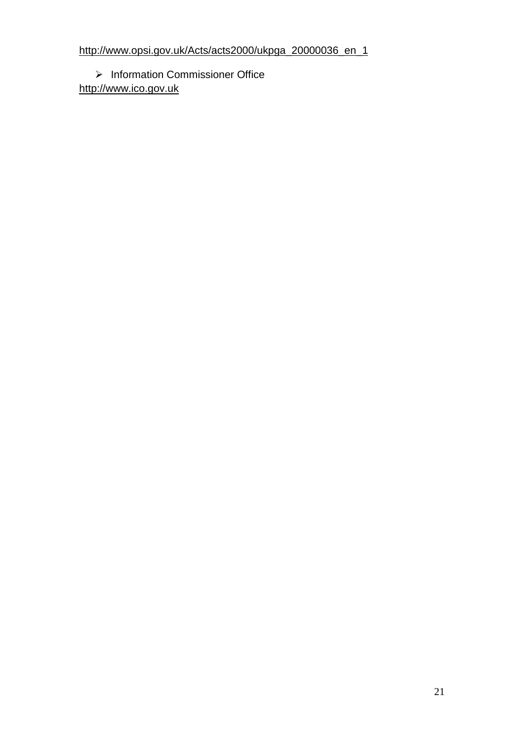http://www.opsi.gov.uk/Acts/acts2000/ukpga_20000036_en_1

- Information Commissioner Office

http://www.ico.gov.uk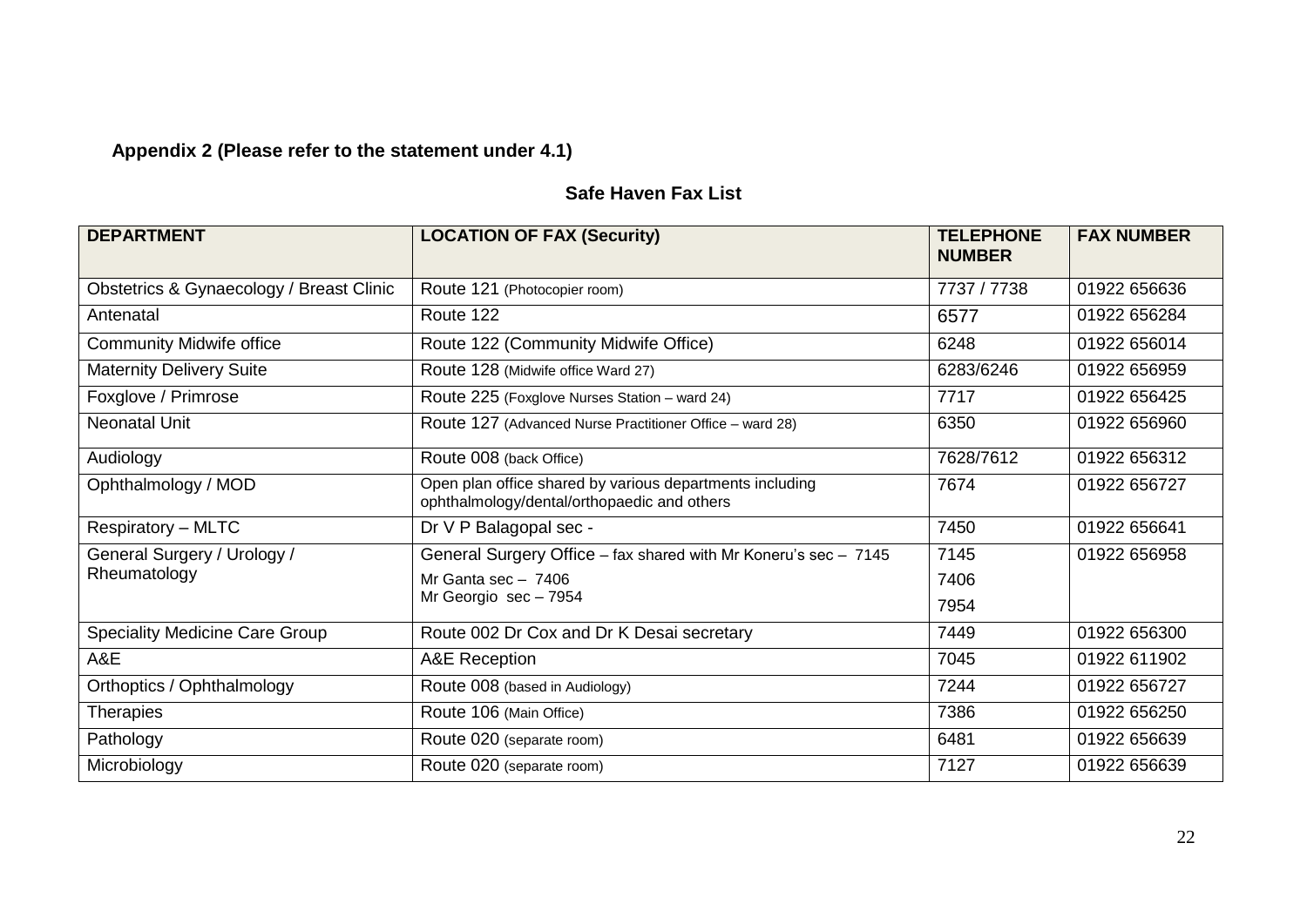**Appendix 2 (Please refer to the statement under 4.1)**

**Safe Haven Fax List**

| DEPARTMENT | LOCATION OF FAX (Security) | TELEPHONE NUMBER | FAX NUMBER |
|---|---|---|---|
| Obstetrics & Gynaecology / Breast Clinic | Route 121 (Photocopier room) | 7737 / 7738 | 01922 656636 |
| Antenatal | Route 122 | 6577 | 01922 656284 |
| Community Midwife office | Route 122 (Community Midwife Office) | 6248 | 01922 656014 |
| Maternity Delivery Suite | Route 128 (Midwife office Ward 27) | 6283/6246 | 01922 656959 |
| Foxglove / Primrose | Route 225 (Foxglove Nurses Station – ward 24) | 7717 | 01922 656425 |
| Neonatal Unit | Route 127 (Advanced Nurse Practitioner Office – ward 28) | 6350 | 01922 656960 |
| Audiology | Route 008 (back Office) | 7628/7612 | 01922 656312 |
| Ophthalmology / MOD | Open plan office shared by various departments including ophthalmology/dental/orthopaedic and others | 7674 | 01922 656727 |
| Respiratory – MLTC | Dr V P Balagopal sec - | 7450 | 01922 656641 |
| General Surgery / Urology / Rheumatology | General Surgery Office – fax shared with Mr Koneru's sec – 7145<br>Mr Ganta sec – 7406<br>Mr Georgio sec – 7954 | 7145<br>7406<br>7954 | 01922 656958 |
| Speciality Medicine Care Group | Route 002 Dr Cox and Dr K Desai secretary | 7449 | 01922 656300 |
| A&E | A&E Reception | 7045 | 01922 611902 |
| Orthoptics / Ophthalmology | Route 008 (based in Audiology) | 7244 | 01922 656727 |
| Therapies | Route 106 (Main Office) | 7386 | 01922 656250 |
| Pathology | Route 020 (separate room) | 6481 | 01922 656639 |
| Microbiology | Route 020 (separate room) | 7127 | 01922 656639 |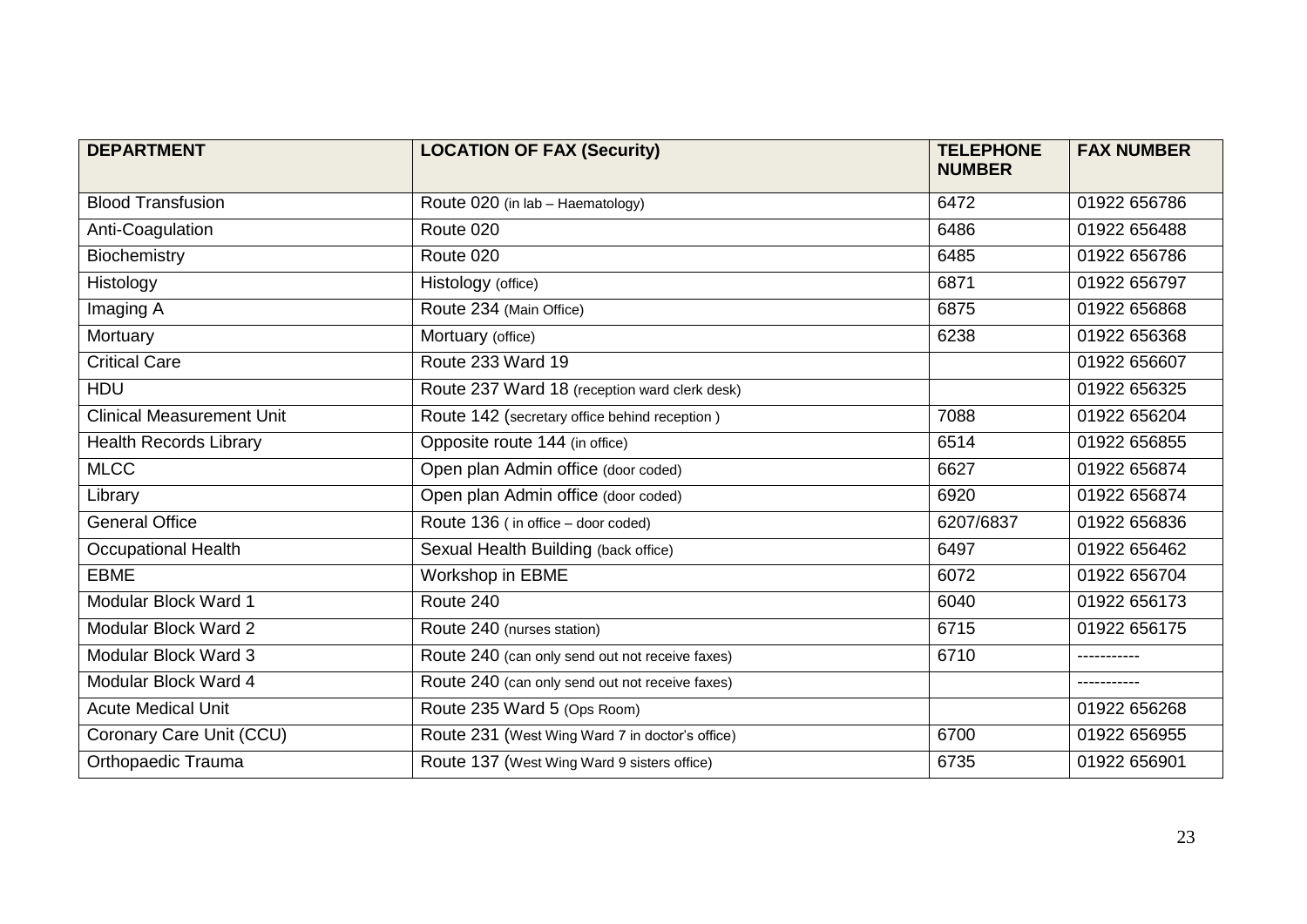| DEPARTMENT | LOCATION OF FAX (Security) | TELEPHONE NUMBER | FAX NUMBER |
|---|---|---|---|
| Blood Transfusion | Route 020 (in lab – Haematology) | 6472 | 01922 656786 |
| Anti-Coagulation | Route 020 | 6486 | 01922 656488 |
| Biochemistry | Route 020 | 6485 | 01922 656786 |
| Histology | Histology (office) | 6871 | 01922 656797 |
| Imaging A | Route 234 (Main Office) | 6875 | 01922 656868 |
| Mortuary | Mortuary (office) | 6238 | 01922 656368 |
| Critical Care | Route 233 Ward 19 | | 01922 656607 |
| HDU | Route 237 Ward 18 (reception ward clerk desk) | | 01922 656325 |
| Clinical Measurement Unit | Route 142 (secretary office behind reception ) | 7088 | 01922 656204 |
| Health Records Library | Opposite route 144 (in office) | 6514 | 01922 656855 |
| MLCC | Open plan Admin office (door coded) | 6627 | 01922 656874 |
| Library | Open plan Admin office (door coded) | 6920 | 01922 656874 |
| General Office | Route 136 ( in office – door coded) | 6207/6837 | 01922 656836 |
| Occupational Health | Sexual Health Building (back office) | 6497 | 01922 656462 |
| EBME | Workshop in EBME | 6072 | 01922 656704 |
| Modular Block Ward 1 | Route 240 | 6040 | 01922 656173 |
| Modular Block Ward 2 | Route 240 (nurses station) | 6715 | 01922 656175 |
| Modular Block Ward 3 | Route 240 (can only send out not receive faxes) | 6710 | ----------- |
| Modular Block Ward 4 | Route 240 (can only send out not receive faxes) | | ----------- |
| Acute Medical Unit | Route 235 Ward 5 (Ops Room) | | 01922 656268 |
| Coronary Care Unit (CCU) | Route 231 (West Wing Ward 7 in doctor's office) | 6700 | 01922 656955 |
| Orthopaedic Trauma | Route 137 (West Wing Ward 9 sisters office) | 6735 | 01922 656901 |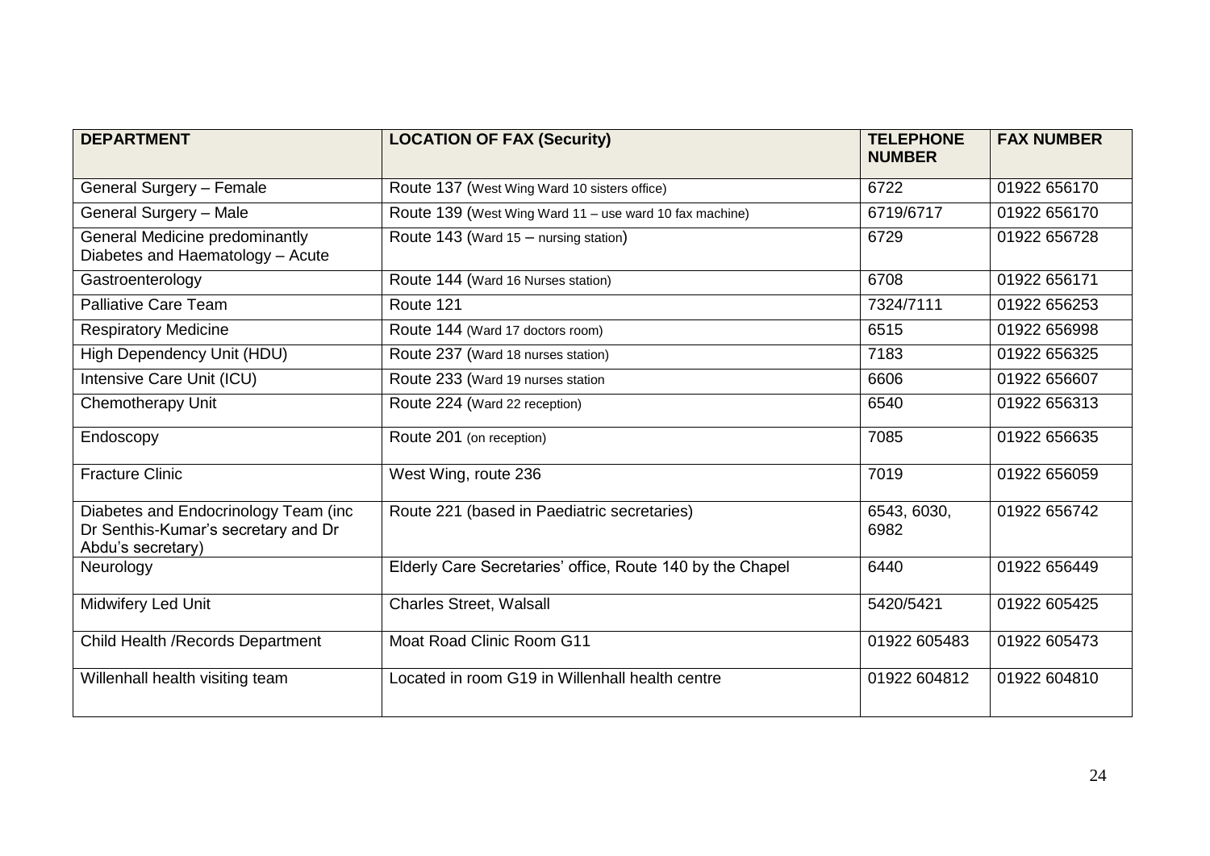| DEPARTMENT | LOCATION OF FAX (Security) | TELEPHONE NUMBER | FAX NUMBER |
| --- | --- | --- | --- |
| General Surgery – Female | Route 137 (West Wing Ward 10 sisters office) | 6722 | 01922 656170 |
| General Surgery – Male | Route 139 (West Wing Ward 11 – use ward 10 fax machine) | 6719/6717 | 01922 656170 |
| General Medicine predominantly Diabetes and Haematology – Acute | Route 143 (Ward 15 – nursing station) | 6729 | 01922 656728 |
| Gastroenterology | Route 144 (Ward 16 Nurses station) | 6708 | 01922 656171 |
| Palliative Care Team | Route 121 | 7324/7111 | 01922 656253 |
| Respiratory Medicine | Route 144 (Ward 17 doctors room) | 6515 | 01922 656998 |
| High Dependency Unit (HDU) | Route 237 (Ward 18 nurses station) | 7183 | 01922 656325 |
| Intensive Care Unit (ICU) | Route 233 (Ward 19 nurses station | 6606 | 01922 656607 |
| Chemotherapy Unit | Route 224 (Ward 22 reception) | 6540 | 01922 656313 |
| Endoscopy | Route 201 (on reception) | 7085 | 01922 656635 |
| Fracture Clinic | West Wing, route 236 | 7019 | 01922 656059 |
| Diabetes and Endocrinology Team (inc Dr Senthis-Kumar's secretary and Dr Abdu's secretary) | Route 221 (based in Paediatric secretaries) | 6543, 6030, 6982 | 01922 656742 |
| Neurology | Elderly Care Secretaries' office, Route 140 by the Chapel | 6440 | 01922 656449 |
| Midwifery Led Unit | Charles Street, Walsall | 5420/5421 | 01922 605425 |
| Child Health /Records Department | Moat Road Clinic Room G11 | 01922 605483 | 01922 605473 |
| Willenhall health visiting team | Located in room G19 in Willenhall health centre | 01922 604812 | 01922 604810 |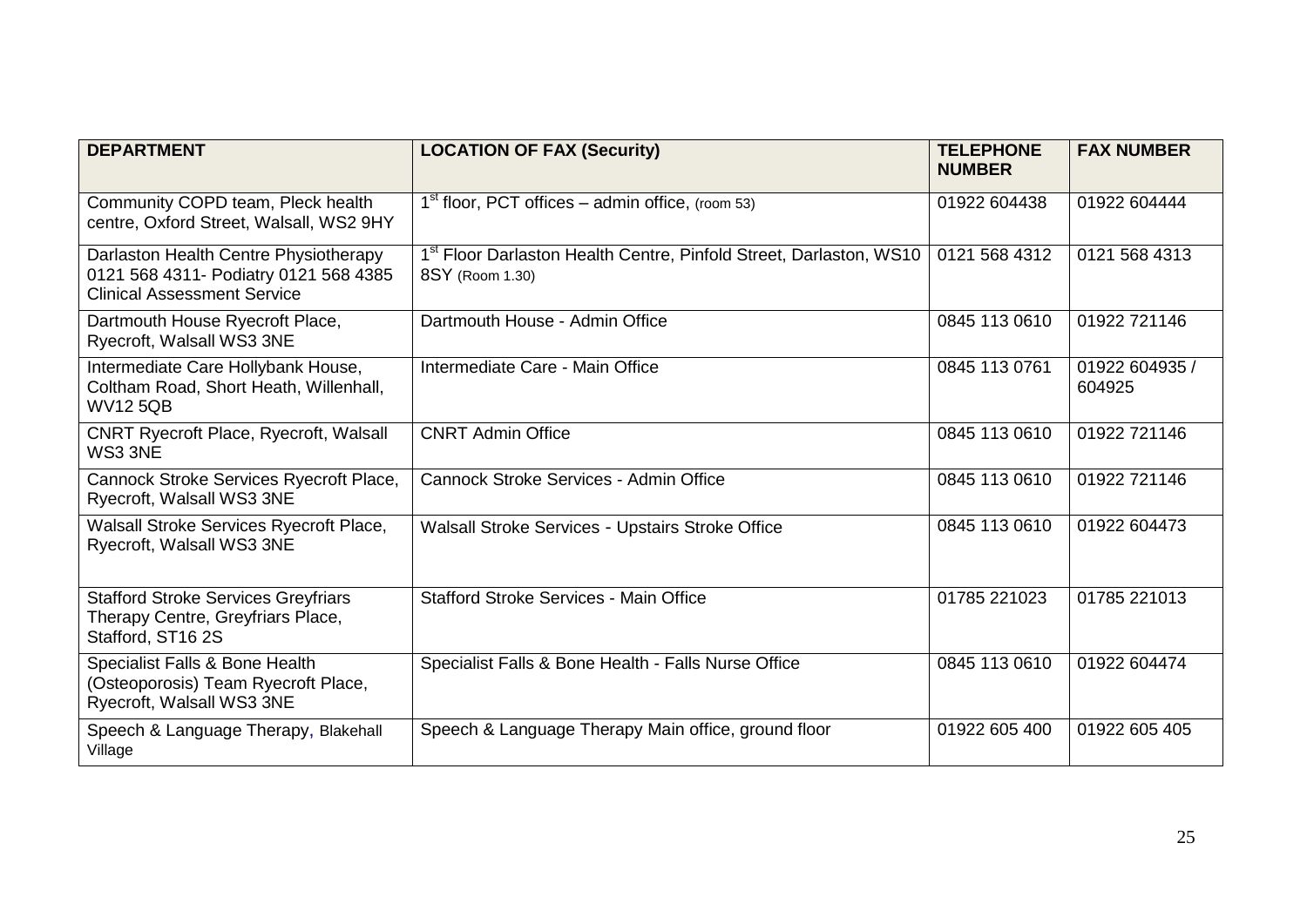| DEPARTMENT | LOCATION OF FAX (Security) | TELEPHONE NUMBER | FAX NUMBER |
| --- | --- | --- | --- |
| Community COPD team, Pleck health centre, Oxford Street, Walsall, WS2 9HY | 1st floor, PCT offices – admin office, (room 53) | 01922 604438 | 01922 604444 |
| Darlaston Health Centre Physiotherapy 0121 568 4311- Podiatry 0121 568 4385 Clinical Assessment Service | 1st Floor Darlaston Health Centre, Pinfold Street, Darlaston, WS10 8SY (Room 1.30) | 0121 568 4312 | 0121 568 4313 |
| Dartmouth House Ryecroft Place, Ryecroft, Walsall WS3 3NE | Dartmouth House - Admin Office | 0845 113 0610 | 01922 721146 |
| Intermediate Care Hollybank House, Coltham Road, Short Heath, Willenhall, WV12 5QB | Intermediate Care - Main Office | 0845 113 0761 | 01922 604935 / 604925 |
| CNRT Ryecroft Place, Ryecroft, Walsall WS3 3NE | CNRT Admin Office | 0845 113 0610 | 01922 721146 |
| Cannock Stroke Services Ryecroft Place, Ryecroft, Walsall WS3 3NE | Cannock Stroke Services - Admin Office | 0845 113 0610 | 01922 721146 |
| Walsall Stroke Services Ryecroft Place, Ryecroft, Walsall WS3 3NE | Walsall Stroke Services - Upstairs Stroke Office | 0845 113 0610 | 01922 604473 |
| Stafford Stroke Services Greyfriars Therapy Centre, Greyfriars Place, Stafford, ST16 2S | Stafford Stroke Services - Main Office | 01785 221023 | 01785 221013 |
| Specialist Falls & Bone Health (Osteoporosis) Team Ryecroft Place, Ryecroft, Walsall WS3 3NE | Specialist Falls & Bone Health - Falls Nurse Office | 0845 113 0610 | 01922 604474 |
| Speech & Language Therapy, Blakehall Village | Speech & Language Therapy Main office, ground floor | 01922 605 400 | 01922 605 405 |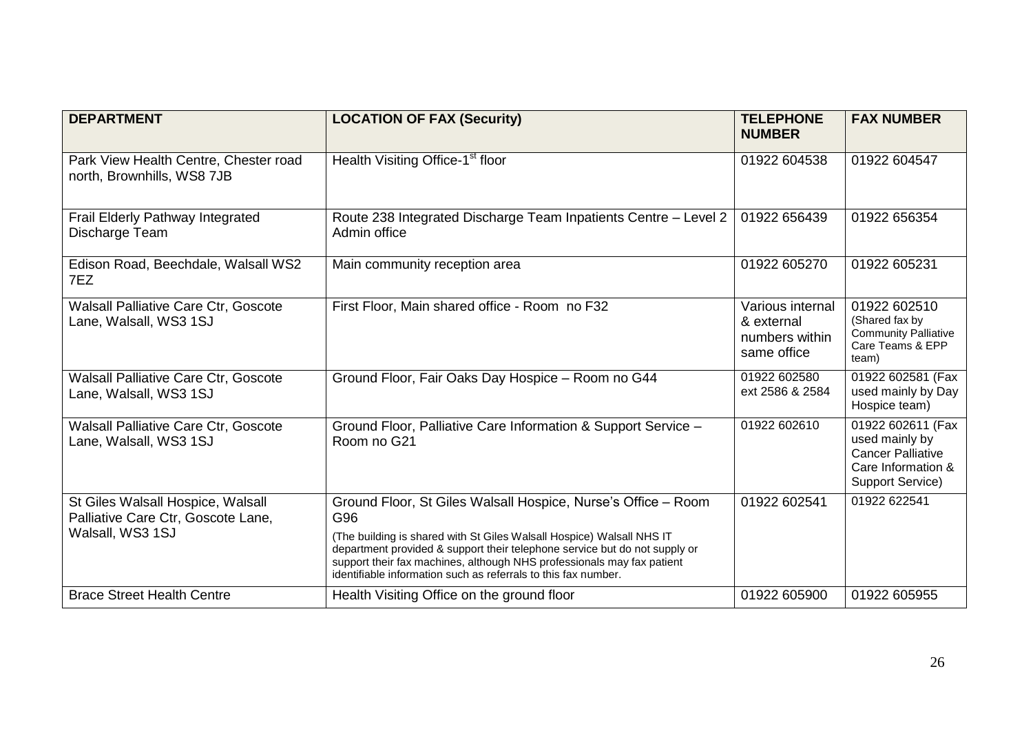| DEPARTMENT | LOCATION OF FAX (Security) | TELEPHONE NUMBER | FAX NUMBER |
|---|---|---|---|
| Park View Health Centre, Chester road north, Brownhills, WS8 7JB | Health Visiting Office-1st floor | 01922 604538 | 01922 604547 |
| Frail Elderly Pathway Integrated Discharge Team | Route 238 Integrated Discharge Team Inpatients Centre – Level 2 Admin office | 01922 656439 | 01922 656354 |
| Edison Road, Beechdale, Walsall WS2 7EZ | Main community reception area | 01922 605270 | 01922 605231 |
| Walsall Palliative Care Ctr, Goscote Lane, Walsall, WS3 1SJ | First Floor, Main shared office - Room no F32 | Various internal & external numbers within same office | 01922 602510 (Shared fax by Community Palliative Care Teams & EPP team) |
| Walsall Palliative Care Ctr, Goscote Lane, Walsall, WS3 1SJ | Ground Floor, Fair Oaks Day Hospice – Room no G44 | 01922 602580 ext 2586 & 2584 | 01922 602581 (Fax used mainly by Day Hospice team) |
| Walsall Palliative Care Ctr, Goscote Lane, Walsall, WS3 1SJ | Ground Floor, Palliative Care Information & Support Service – Room no G21 | 01922 602610 | 01922 602611 (Fax used mainly by Cancer Palliative Care Information & Support Service) |
| St Giles Walsall Hospice, Walsall Palliative Care Ctr, Goscote Lane, Walsall, WS3 1SJ | Ground Floor, St Giles Walsall Hospice, Nurse's Office – Room G96<br>(The building is shared with St Giles Walsall Hospice) Walsall NHS IT department provided & support their telephone service but do not supply or support their fax machines, although NHS professionals may fax patient identifiable information such as referrals to this fax number. | 01922 602541 | 01922 622541 |
| Brace Street Health Centre | Health Visiting Office on the ground floor | 01922 605900 | 01922 605955 |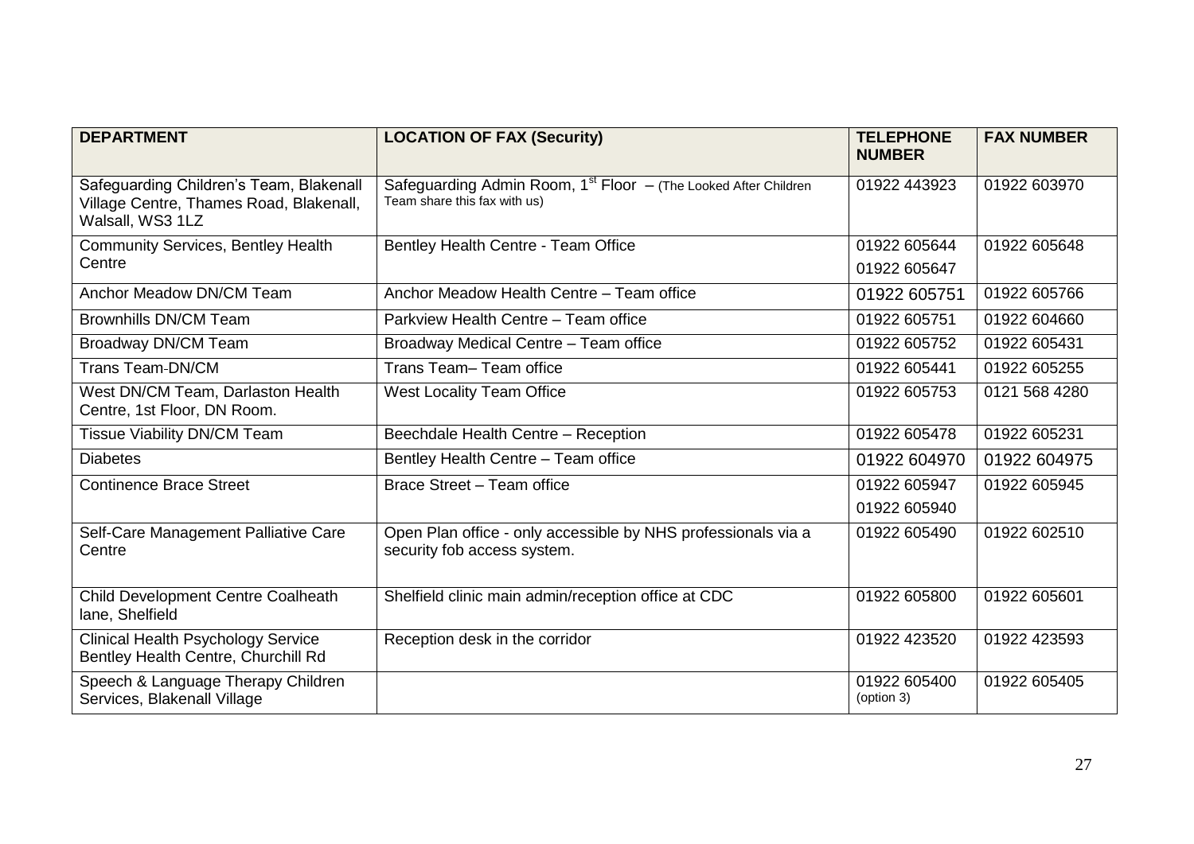| DEPARTMENT | LOCATION OF FAX (Security) | TELEPHONE NUMBER | FAX NUMBER |
|---|---|---|---|
| Safeguarding Children's Team, Blakenall Village Centre, Thames Road, Blakenall, Walsall, WS3 1LZ | Safeguarding Admin Room, 1st Floor – (The Looked After Children Team share this fax with us) | 01922 443923 | 01922 603970 |
| Community Services, Bentley Health Centre | Bentley Health Centre - Team Office | 01922 605644<br>01922 605647 | 01922 605648 |
| Anchor Meadow DN/CM Team | Anchor Meadow Health Centre – Team office | 01922 605751 | 01922 605766 |
| Brownhills DN/CM Team | Parkview Health Centre – Team office | 01922 605751 | 01922 604660 |
| Broadway DN/CM Team | Broadway Medical Centre – Team office | 01922 605752 | 01922 605431 |
| Trans Team-DN/CM | Trans Team– Team office | 01922 605441 | 01922 605255 |
| West DN/CM Team, Darlaston Health Centre, 1st Floor, DN Room. | West Locality Team Office | 01922 605753 | 0121 568 4280 |
| Tissue Viability DN/CM Team | Beechdale Health Centre – Reception | 01922 605478 | 01922 605231 |
| Diabetes | Bentley Health Centre – Team office | 01922 604970 | 01922 604975 |
| Continence Brace Street | Brace Street – Team office | 01922 605947<br>01922 605940 | 01922 605945 |
| Self-Care Management Palliative Care Centre | Open Plan office - only accessible by NHS professionals via a security fob access system. | 01922 605490 | 01922 602510 |
| Child Development Centre Coalheath lane, Shelfield | Shelfield clinic main admin/reception office at CDC | 01922 605800 | 01922 605601 |
| Clinical Health Psychology Service Bentley Health Centre, Churchill Rd | Reception desk in the corridor | 01922 423520 | 01922 423593 |
| Speech & Language Therapy Children Services, Blakenall Village | | 01922 605400 (option 3) | 01922 605405 |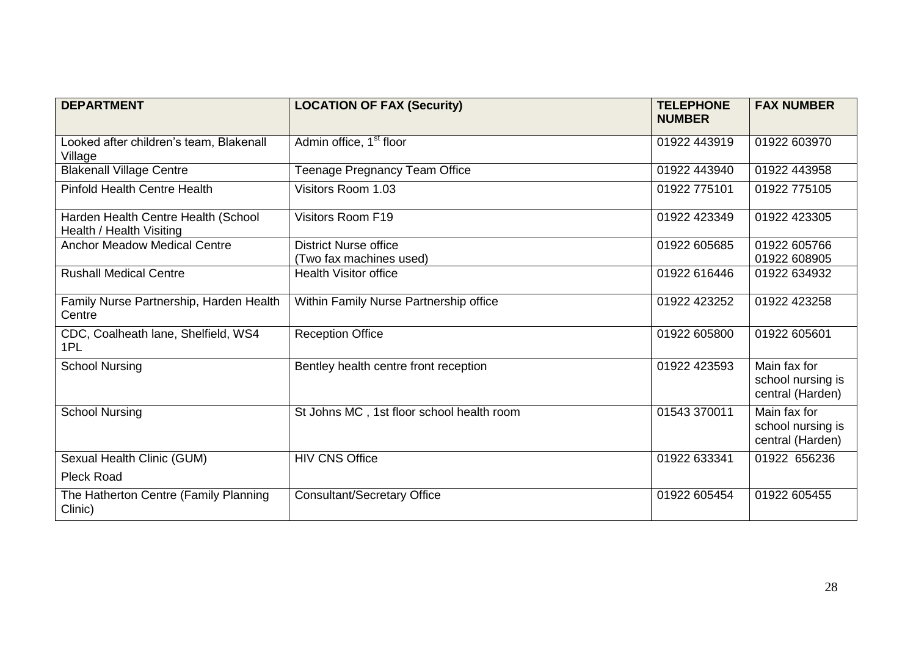| DEPARTMENT | LOCATION OF FAX (Security) | TELEPHONE NUMBER | FAX NUMBER |
|---|---|---|---|
| Looked after children's team, Blakenall Village | Admin office, 1st floor | 01922 443919 | 01922 603970 |
| Blakenall Village Centre | Teenage Pregnancy Team Office | 01922 443940 | 01922 443958 |
| Pinfold Health Centre Health | Visitors Room 1.03 | 01922 775101 | 01922 775105 |
| Harden Health Centre Health (School Health / Health Visiting | Visitors Room F19 | 01922 423349 | 01922 423305 |
| Anchor Meadow Medical Centre | District Nurse office (Two fax machines used) | 01922 605685 | 01922 605766 01922 608905 |
| Rushall Medical Centre | Health Visitor office | 01922 616446 | 01922 634932 |
| Family Nurse Partnership, Harden Health Centre | Within Family Nurse Partnership office | 01922 423252 | 01922 423258 |
| CDC, Coalheath lane, Shelfield, WS4 1PL | Reception Office | 01922 605800 | 01922 605601 |
| School Nursing | Bentley health centre front reception | 01922 423593 | Main fax for school nursing is central (Harden) |
| School Nursing | St Johns MC , 1st floor school health room | 01543 370011 | Main fax for school nursing is central (Harden) |
| Sexual Health Clinic (GUM) Pleck Road | HIV CNS Office | 01922 633341 | 01922 656236 |
| The Hatherton Centre (Family Planning Clinic) | Consultant/Secretary Office | 01922 605454 | 01922 605455 |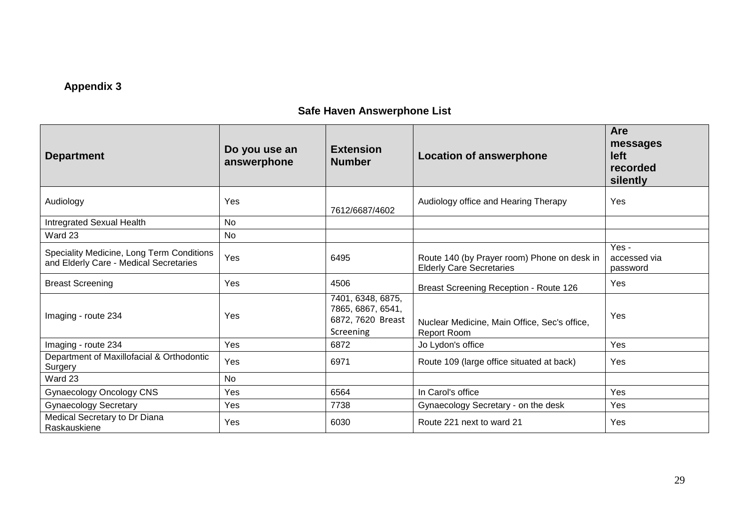**Appendix 3**

**Safe Haven Answerphone List**

| Department | Do you use an answerphone | Extension Number | Location of answerphone | Are messages left recorded silently |
|---|---|---|---|---|
| Audiology | Yes | 7612/6687/4602 | Audiology office and Hearing Therapy | Yes |
| Intregrated Sexual Health | No | | | |
| Ward 23 | No | | | |
| Speciality Medicine, Long Term Conditions and Elderly Care - Medical Secretaries | Yes | 6495 | Route 140 (by Prayer room) Phone on desk in Elderly Care Secretaries | Yes - accessed via password |
| Breast Screening | Yes | 4506 | Breast Screening Reception - Route 126 | Yes |
| Imaging - route 234 | Yes | 7401, 6348, 6875, 7865, 6867, 6541, 6872, 7620 Breast Screening | Nuclear Medicine, Main Office, Sec's office, Report Room | Yes |
| Imaging - route 234 | Yes | 6872 | Jo Lydon's office | Yes |
| Department of Maxillofacial & Orthodontic Surgery | Yes | 6971 | Route 109 (large office situated at back) | Yes |
| Ward 23 | No | | | |
| Gynaecology Oncology CNS | Yes | 6564 | In Carol's office | Yes |
| Gynaecology Secretary | Yes | 7738 | Gynaecology Secretary - on the desk | Yes |
| Medical Secretary to Dr Diana Raskauskiene | Yes | 6030 | Route 221 next to ward 21 | Yes |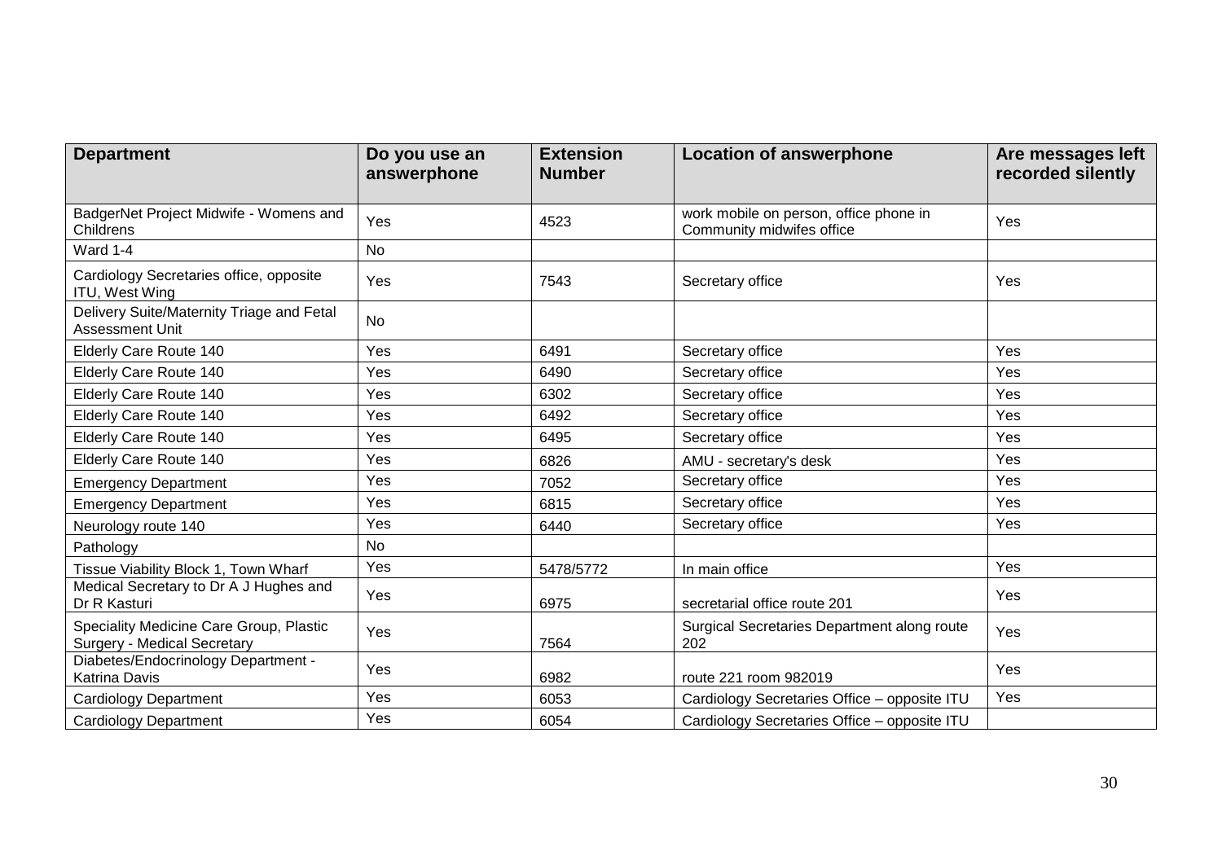| Department | Do you use an answerphone | Extension Number | Location of answerphone | Are messages left recorded silently |
|---|---|---|---|---|
| BadgerNet Project Midwife - Womens and Childrens | Yes | 4523 | work mobile on person, office phone in Community midwifes office | Yes |
| Ward 1-4 | No | | | |
| Cardiology Secretaries office, opposite ITU, West Wing | Yes | 7543 | Secretary office | Yes |
| Delivery Suite/Maternity Triage and Fetal Assessment Unit | No | | | |
| Elderly Care Route 140 | Yes | 6491 | Secretary office | Yes |
| Elderly Care Route 140 | Yes | 6490 | Secretary office | Yes |
| Elderly Care Route 140 | Yes | 6302 | Secretary office | Yes |
| Elderly Care Route 140 | Yes | 6492 | Secretary office | Yes |
| Elderly Care Route 140 | Yes | 6495 | Secretary office | Yes |
| Elderly Care Route 140 | Yes | 6826 | AMU - secretary's desk | Yes |
| Emergency Department | Yes | 7052 | Secretary office | Yes |
| Emergency Department | Yes | 6815 | Secretary office | Yes |
| Neurology route 140 | Yes | 6440 | Secretary office | Yes |
| Pathology | No | | | |
| Tissue Viability Block 1, Town Wharf | Yes | 5478/5772 | In main office | Yes |
| Medical Secretary to Dr A J Hughes and Dr R Kasturi | Yes | 6975 | secretarial office route 201 | Yes |
| Speciality Medicine Care Group, Plastic Surgery - Medical Secretary | Yes | 7564 | Surgical Secretaries Department along route 202 | Yes |
| Diabetes/Endocrinology Department - Katrina Davis | Yes | 6982 | route 221 room 982019 | Yes |
| Cardiology Department | Yes | 6053 | Cardiology Secretaries Office – opposite ITU | Yes |
| Cardiology Department | Yes | 6054 | Cardiology Secretaries Office – opposite ITU | |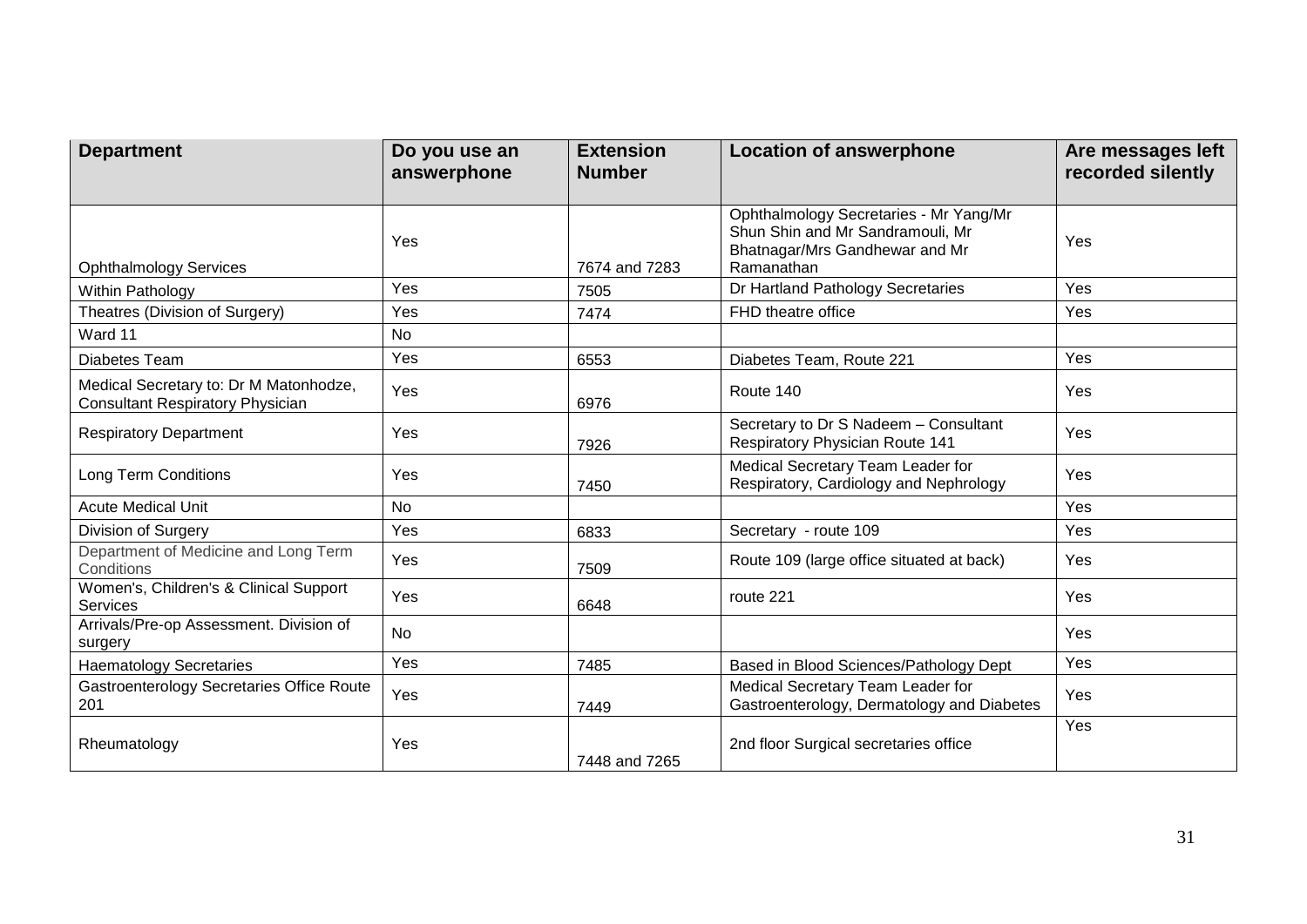| Department | Do you use an answerphone | Extension Number | Location of answerphone | Are messages left recorded silently |
|---|---|---|---|---|
| Ophthalmology Services | Yes | 7674 and 7283 | Ophthalmology Secretaries - Mr Yang/Mr Shun Shin and Mr Sandramouli, Mr Bhatnagar/Mrs Gandhewar and Mr Ramanathan | Yes |
| Within Pathology | Yes | 7505 | Dr Hartland Pathology Secretaries | Yes |
| Theatres (Division of Surgery) | Yes | 7474 | FHD theatre office | Yes |
| Ward 11 | No | | | |
| Diabetes Team | Yes | 6553 | Diabetes Team, Route 221 | Yes |
| Medical Secretary to: Dr M Matonhodze, Consultant Respiratory Physician | Yes | 6976 | Route 140 | Yes |
| Respiratory Department | Yes | 7926 | Secretary to Dr S Nadeem – Consultant Respiratory Physician Route 141 | Yes |
| Long Term Conditions | Yes | 7450 | Medical Secretary Team Leader for Respiratory, Cardiology and Nephrology | Yes |
| Acute Medical Unit | No | | | Yes |
| Division of Surgery | Yes | 6833 | Secretary - route 109 | Yes |
| Department of Medicine and Long Term Conditions | Yes | 7509 | Route 109 (large office situated at back) | Yes |
| Women's, Children's & Clinical Support Services | Yes | 6648 | route 221 | Yes |
| Arrivals/Pre-op Assessment. Division of surgery | No | | | Yes |
| Haematology Secretaries | Yes | 7485 | Based in Blood Sciences/Pathology Dept | Yes |
| Gastroenterology Secretaries Office Route 201 | Yes | 7449 | Medical Secretary Team Leader for Gastroenterology, Dermatology and Diabetes | Yes |
| Rheumatology | Yes | 7448 and 7265 | 2nd floor Surgical secretaries office | Yes |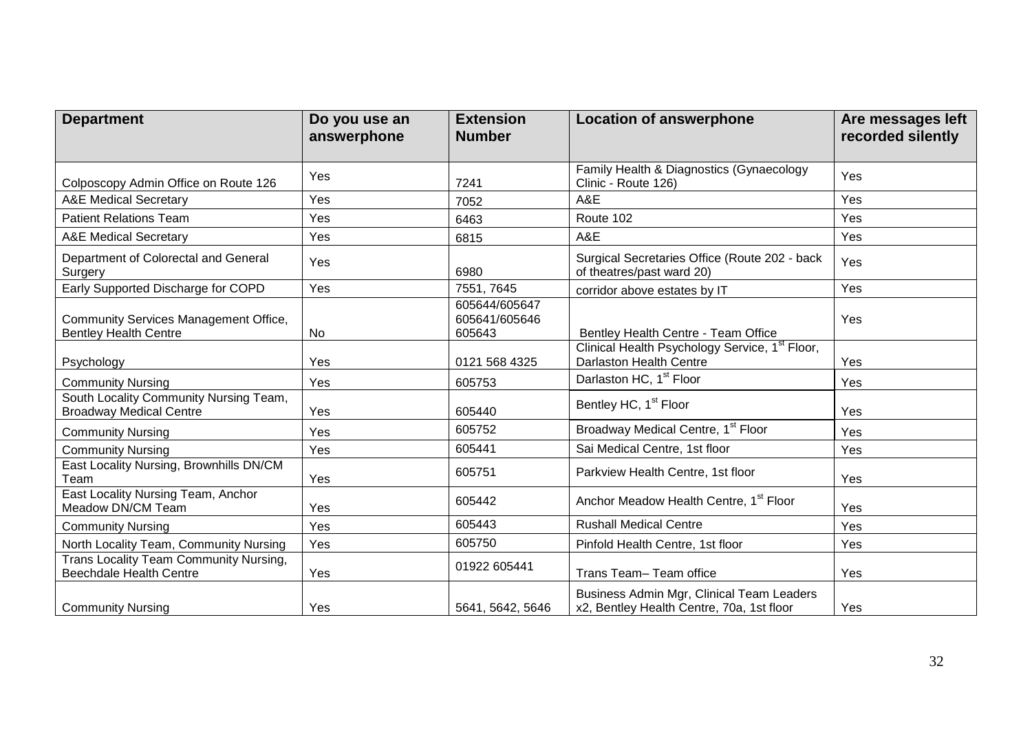| Department | Do you use an answerphone | Extension Number | Location of answerphone | Are messages left recorded silently |
|---|---|---|---|---|
| Colposcopy Admin Office on Route 126 | Yes | 7241 | Family Health & Diagnostics (Gynaecology Clinic - Route 126) | Yes |
| A&E Medical Secretary | Yes | 7052 | A&E | Yes |
| Patient Relations Team | Yes | 6463 | Route 102 | Yes |
| A&E Medical Secretary | Yes | 6815 | A&E | Yes |
| Department of Colorectal and General Surgery | Yes | 6980 | Surgical Secretaries Office (Route 202 - back of theatres/past ward 20) | Yes |
| Early Supported Discharge for COPD | Yes | 7551, 7645 | corridor above estates by IT | Yes |
| Community Services Management Office, Bentley Health Centre | No | 605644/605647 605641/605646 605643 | Bentley Health Centre - Team Office | Yes |
| Psychology | Yes | 0121 568 4325 | Clinical Health Psychology Service, 1st Floor, Darlaston Health Centre | Yes |
| Community Nursing | Yes | 605753 | Darlaston HC, 1st Floor | Yes |
| South Locality Community Nursing Team, Broadway Medical Centre | Yes | 605440 | Bentley HC, 1st Floor | Yes |
| Community Nursing | Yes | 605752 | Broadway Medical Centre, 1st Floor | Yes |
| Community Nursing | Yes | 605441 | Sai Medical Centre, 1st floor | Yes |
| East Locality Nursing, Brownhills DN/CM Team | Yes | 605751 | Parkview Health Centre, 1st floor | Yes |
| East Locality Nursing Team, Anchor Meadow DN/CM Team | Yes | 605442 | Anchor Meadow Health Centre, 1st Floor | Yes |
| Community Nursing | Yes | 605443 | Rushall Medical Centre | Yes |
| North Locality Team, Community Nursing | Yes | 605750 | Pinfold Health Centre, 1st floor | Yes |
| Trans Locality Team Community Nursing, Beechdale Health Centre | Yes | 01922 605441 | Trans Team– Team office | Yes |
| Community Nursing | Yes | 5641, 5642, 5646 | Business Admin Mgr, Clinical Team Leaders x2, Bentley Health Centre, 70a, 1st floor | Yes |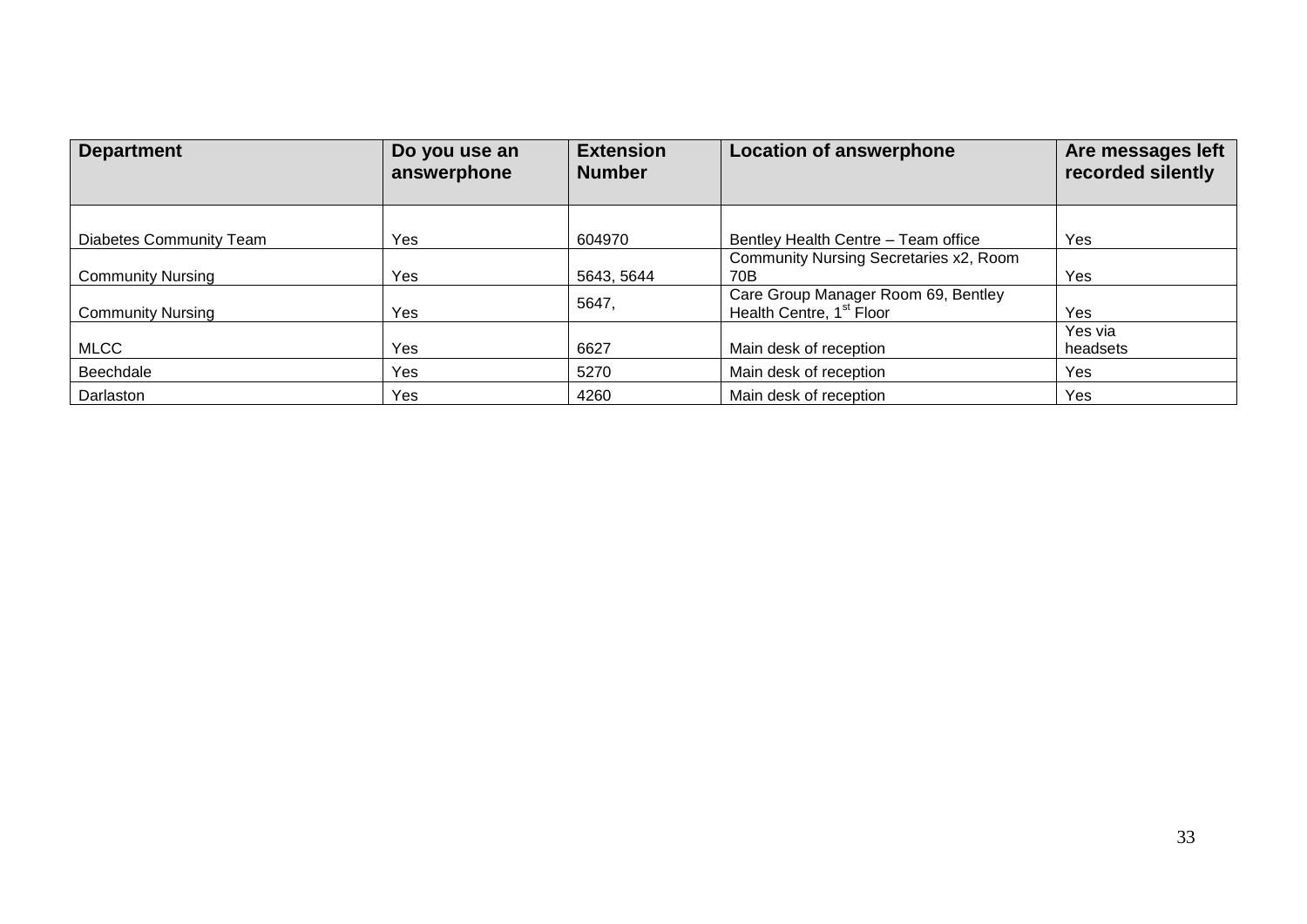| Department | Do you use an answerphone | Extension Number | Location of answerphone | Are messages left recorded silently |
|---|---|---|---|---|
| Diabetes Community Team | Yes | 604970 | Bentley Health Centre – Team office | Yes |
| Community Nursing | Yes | 5643, 5644 | Community Nursing Secretaries x2, Room 70B | Yes |
| Community Nursing | Yes | 5647, | Care Group Manager Room 69, Bentley Health Centre, 1st Floor | Yes |
| MLCC | Yes | 6627 | Main desk of reception | Yes via headsets |
| Beechdale | Yes | 5270 | Main desk of reception | Yes |
| Darlaston | Yes | 4260 | Main desk of reception | Yes |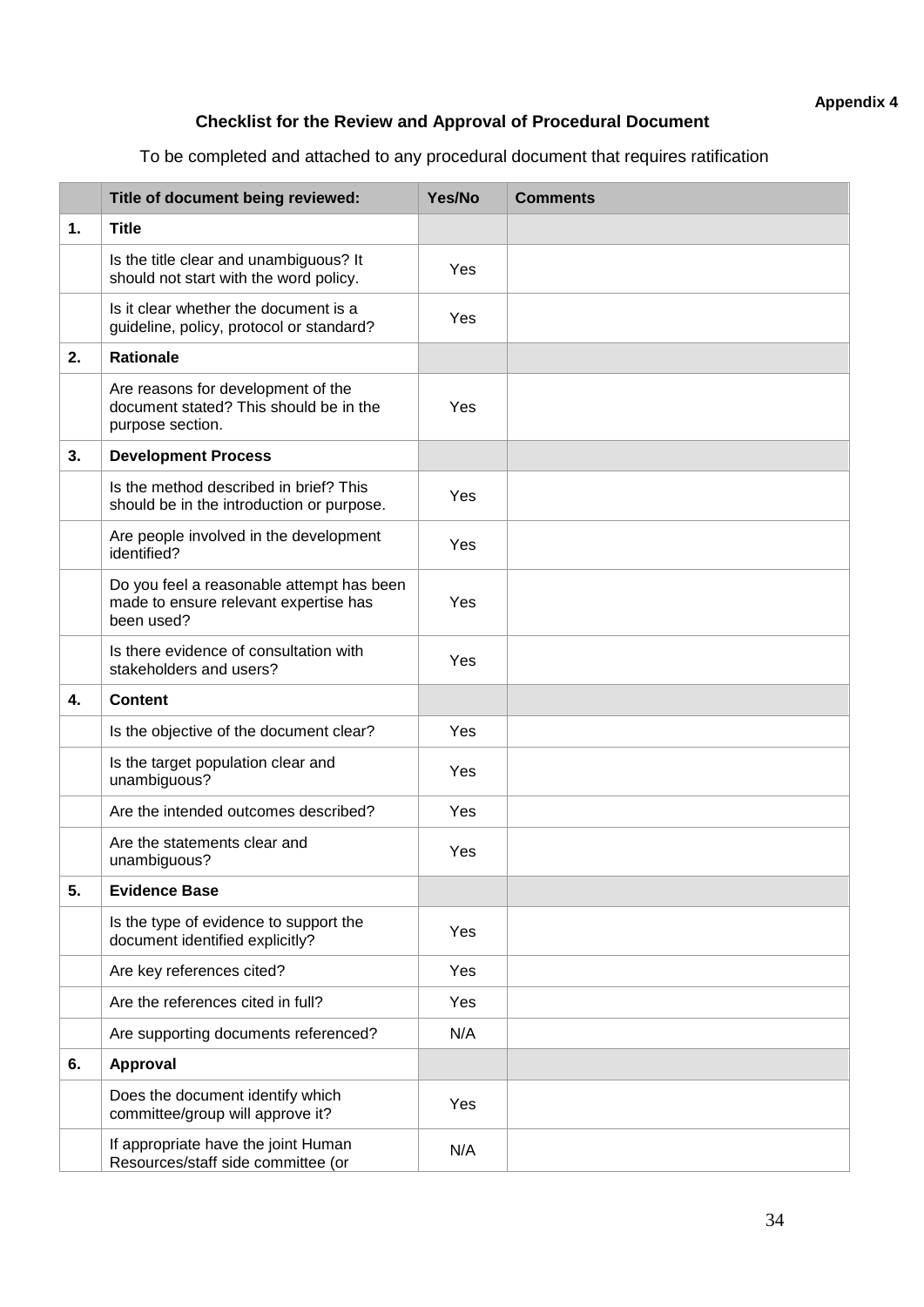**Appendix 4**

## Checklist for the Review and Approval of Procedural Document

To be completed and attached to any procedural document that requires ratification

| | Title of document being reviewed: | Yes/No | Comments |
|---|---|---|---|
| **1.** | **Title** | | |
| | Is the title clear and unambiguous? It should not start with the word policy. | Yes | |
| | Is it clear whether the document is a guideline, policy, protocol or standard? | Yes | |
| **2.** | **Rationale** | | |
| | Are reasons for development of the document stated? This should be in the purpose section. | Yes | |
| **3.** | **Development Process** | | |
| | Is the method described in brief? This should be in the introduction or purpose. | Yes | |
| | Are people involved in the development identified? | Yes | |
| | Do you feel a reasonable attempt has been made to ensure relevant expertise has been used? | Yes | |
| | Is there evidence of consultation with stakeholders and users? | Yes | |
| **4.** | **Content** | | |
| | Is the objective of the document clear? | Yes | |
| | Is the target population clear and unambiguous? | Yes | |
| | Are the intended outcomes described? | Yes | |
| | Are the statements clear and unambiguous? | Yes | |
| **5.** | **Evidence Base** | | |
| | Is the type of evidence to support the document identified explicitly? | Yes | |
| | Are key references cited? | Yes | |
| | Are the references cited in full? | Yes | |
| | Are supporting documents referenced? | N/A | |
| **6.** | **Approval** | | |
| | Does the document identify which committee/group will approve it? | Yes | |
| | If appropriate have the joint Human Resources/staff side committee (or | N/A | |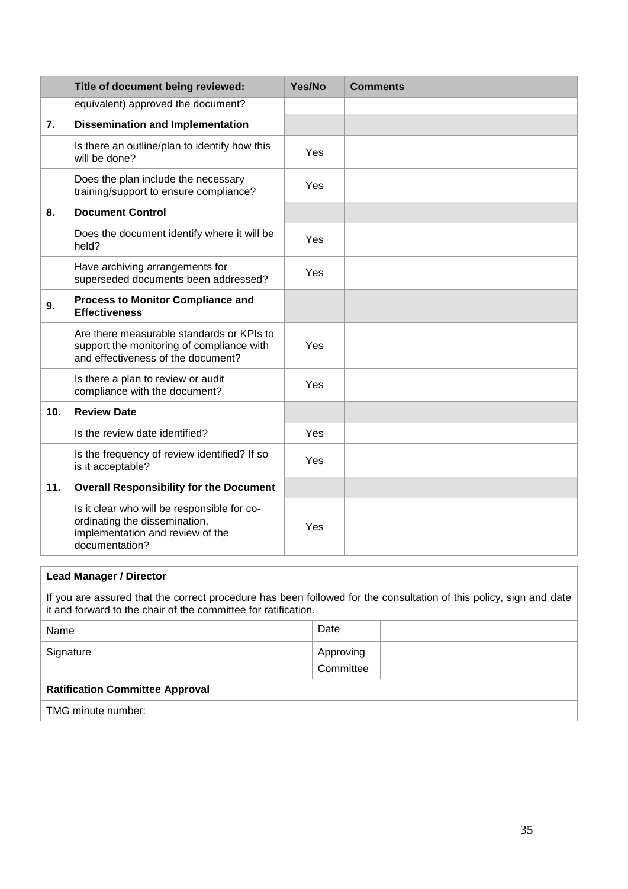|  | Title of document being reviewed: | Yes/No | Comments |
|---|---|---|---|
|  | equivalent) approved the document? |  |  |
| 7. | **Dissemination and Implementation** |  |  |
|  | Is there an outline/plan to identify how this will be done? | Yes |  |
|  | Does the plan include the necessary training/support to ensure compliance? | Yes |  |
| 8. | **Document Control** |  |  |
|  | Does the document identify where it will be held? | Yes |  |
|  | Have archiving arrangements for superseded documents been addressed? | Yes |  |
| 9. | **Process to Monitor Compliance and Effectiveness** |  |  |
|  | Are there measurable standards or KPIs to support the monitoring of compliance with and effectiveness of the document? | Yes |  |
|  | Is there a plan to review or audit compliance with the document? | Yes |  |
| 10. | **Review Date** |  |  |
|  | Is the review date identified? | Yes |  |
|  | Is the frequency of review identified? If so is it acceptable? | Yes |  |
| 11. | **Overall Responsibility for the Document** |  |  |
|  | Is it clear who will be responsible for co-ordinating the dissemination, implementation and review of the documentation? | Yes |  |

| **Lead Manager / Director** | | | |
|---|---|---|---|
| If you are assured that the correct procedure has been followed for the consultation of this policy, sign and date it and forward to the chair of the committee for ratification. | | | |
| Name |  | Date |  |
| Signature |  | Approving Committee |  |
| **Ratification Committee Approval** | | | |
| TMG minute number: | | | |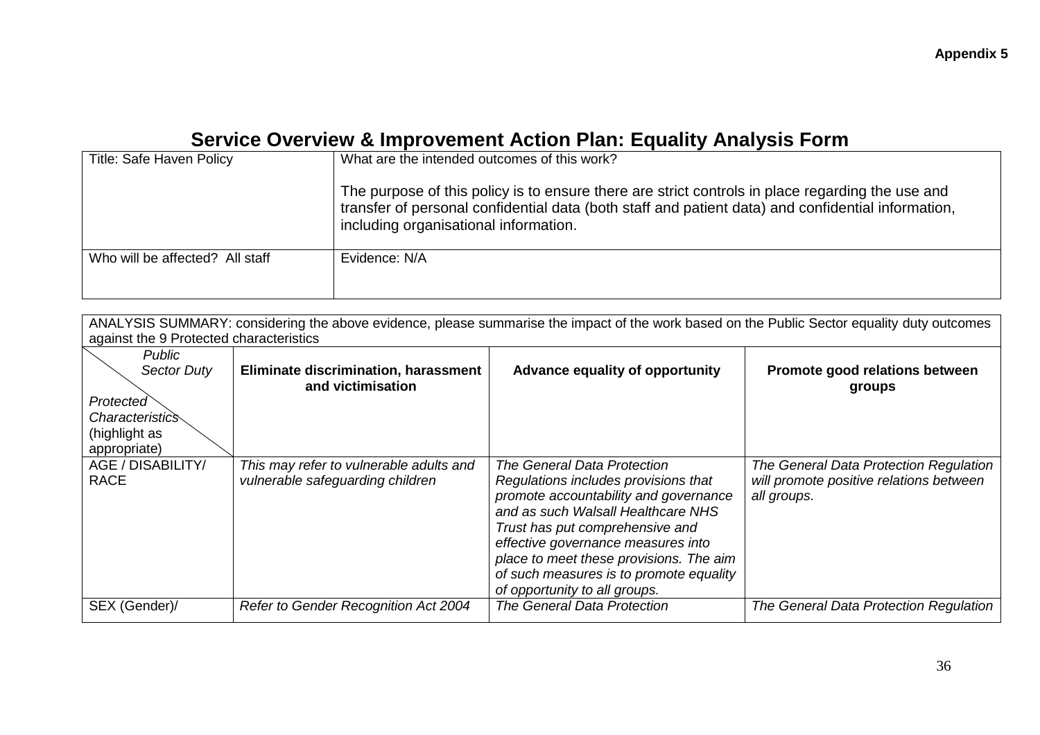**Appendix 5**

# Service Overview & Improvement Action Plan: Equality Analysis Form

| Title: Safe Haven Policy | What are the intended outcomes of this work?<br><br>The purpose of this policy is to ensure there are strict controls in place regarding the use and transfer of personal confidential data (both staff and patient data) and confidential information, including organisational information. |
|---|---|
| Who will be affected? All staff | Evidence: N/A |

| ANALYSIS SUMMARY: considering the above evidence, please summarise the impact of the work based on the Public Sector equality duty outcomes against the 9 Protected characteristics | | | |
|---|---|---|---|
| *Public Sector Duty* / *Protected Characteristics* (highlight as appropriate) | **Eliminate discrimination, harassment and victimisation** | **Advance equality of opportunity** | **Promote good relations between groups** |
| AGE / DISABILITY/ RACE | *This may refer to vulnerable adults and vulnerable safeguarding children* | *The General Data Protection Regulations includes provisions that promote accountability and governance and as such Walsall Healthcare NHS Trust has put comprehensive and effective governance measures into place to meet these provisions. The aim of such measures is to promote equality of opportunity to all groups.* | *The General Data Protection Regulation will promote positive relations between all groups.* |
| SEX (Gender)/ | *Refer to Gender Recognition Act 2004* | *The General Data Protection* | *The General Data Protection Regulation* |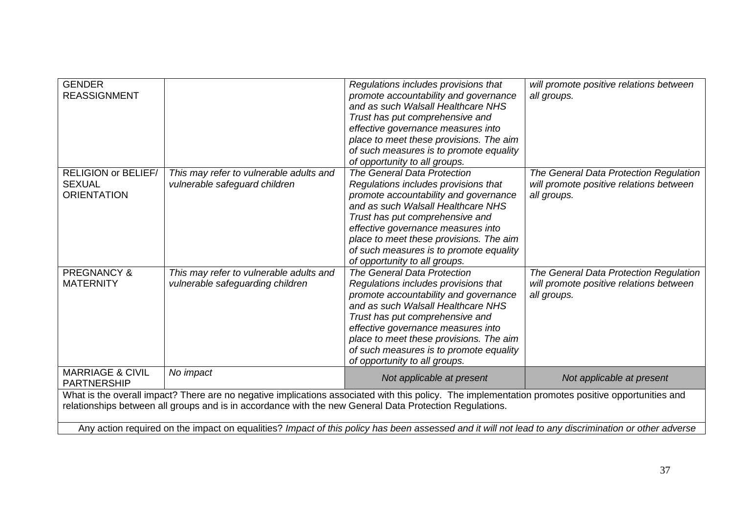| GENDER REASSIGNMENT | | *Regulations includes provisions that promote accountability and governance and as such Walsall Healthcare NHS Trust has put comprehensive and effective governance measures into place to meet these provisions. The aim of such measures is to promote equality of opportunity to all groups.* | *will promote positive relations between all groups.* |
|---|---|---|---|
| RELIGION or BELIEF/ SEXUAL ORIENTATION | *This may refer to vulnerable adults and vulnerable safeguard children* | *The General Data Protection Regulations includes provisions that promote accountability and governance and as such Walsall Healthcare NHS Trust has put comprehensive and effective governance measures into place to meet these provisions. The aim of such measures is to promote equality of opportunity to all groups.* | *The General Data Protection Regulation will promote positive relations between all groups.* |
| PREGNANCY & MATERNITY | *This may refer to vulnerable adults and vulnerable safeguarding children* | *The General Data Protection Regulations includes provisions that promote accountability and governance and as such Walsall Healthcare NHS Trust has put comprehensive and effective governance measures into place to meet these provisions. The aim of such measures is to promote equality of opportunity to all groups.* | *The General Data Protection Regulation will promote positive relations between all groups.* |
| MARRIAGE & CIVIL PARTNERSHIP | *No impact* | *Not applicable at present* | *Not applicable at present* |
| What is the overall impact? There are no negative implications associated with this policy. The implementation promotes positive opportunities and relationships between all groups and is in accordance with the new General Data Protection Regulations. | | | |
| Any action required on the impact on equalities? *Impact of this policy has been assessed and it will not lead to any discrimination or other adverse* | | | |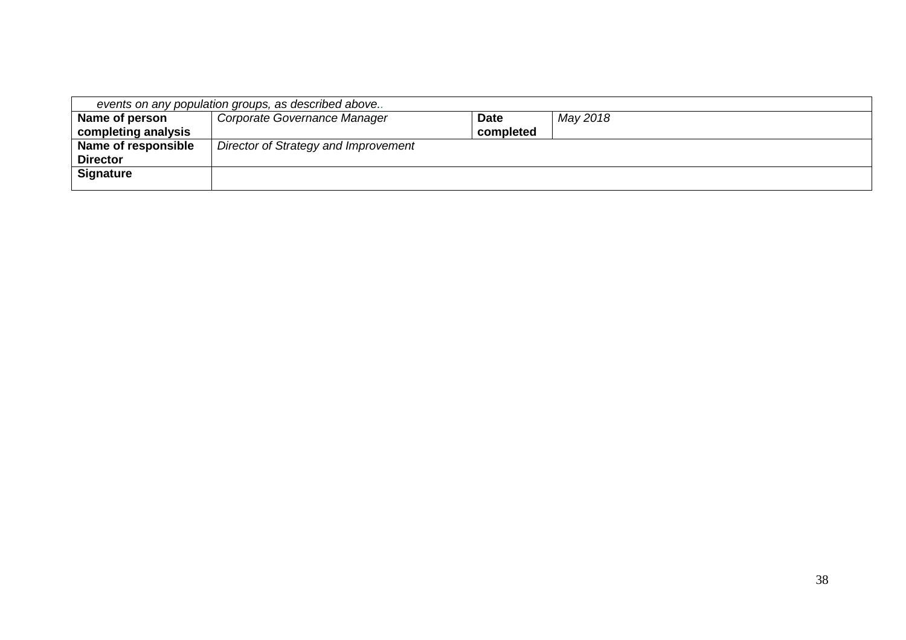| | | | |
|---|---|---|---|
| *events on any population groups, as described above..* | | | |
| **Name of person completing analysis** | *Corporate Governance Manager* | **Date completed** | *May 2018* |
| **Name of responsible Director** | *Director of Strategy and Improvement* | | |
| **Signature** | | | |